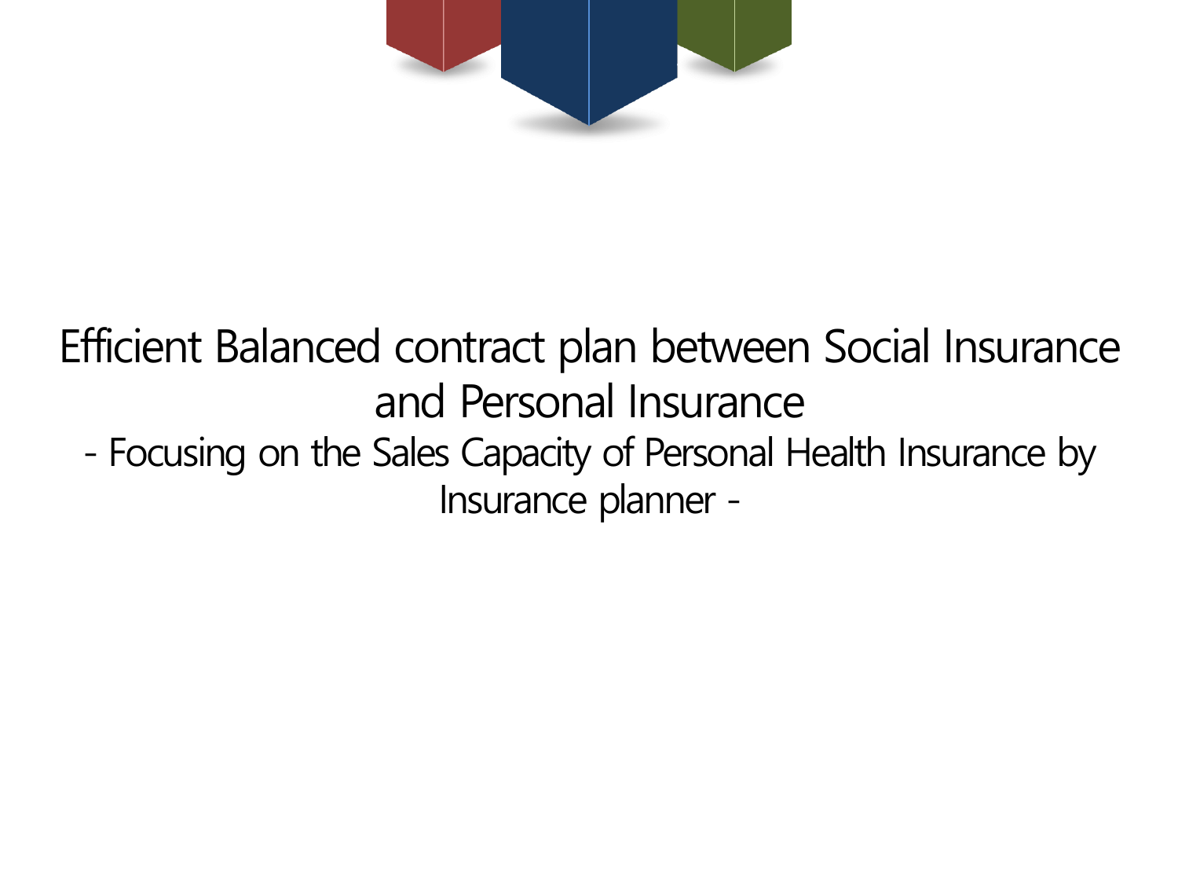# Efficient Balanced contract plan between Social Insurance and Personal Insurance

## - Focusing on the Sales Capacity of Personal Health Insurance by Insurance planner -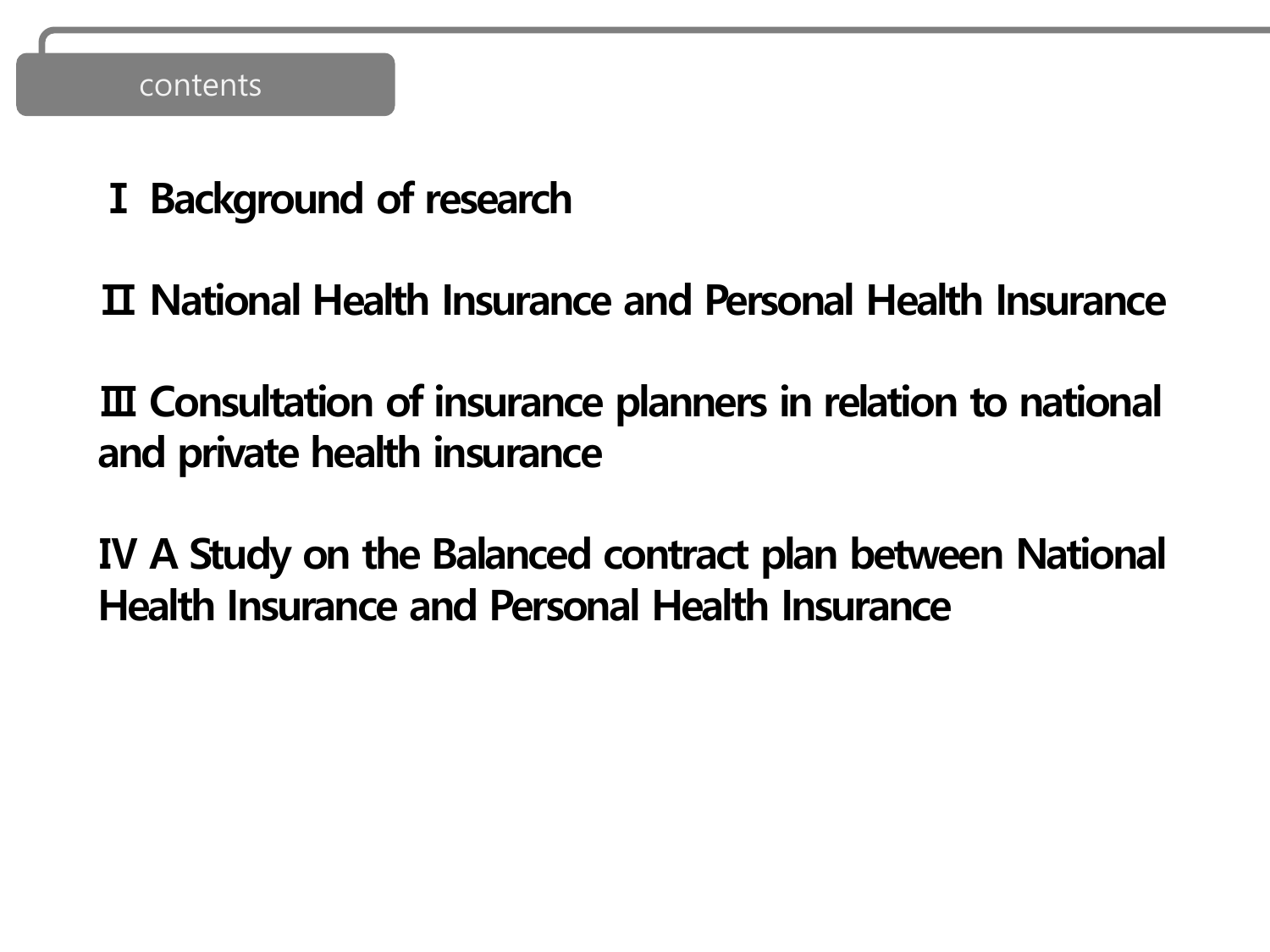# contents

Ⅰ Background of research

Ⅱ National Health Insurance and Personal Health Insurance

Ⅲ Consultation of insurance planners in relation to national and private health insurance

Ⅳ A Study on the Balanced contract plan between National Health Insurance and Personal Health Insurance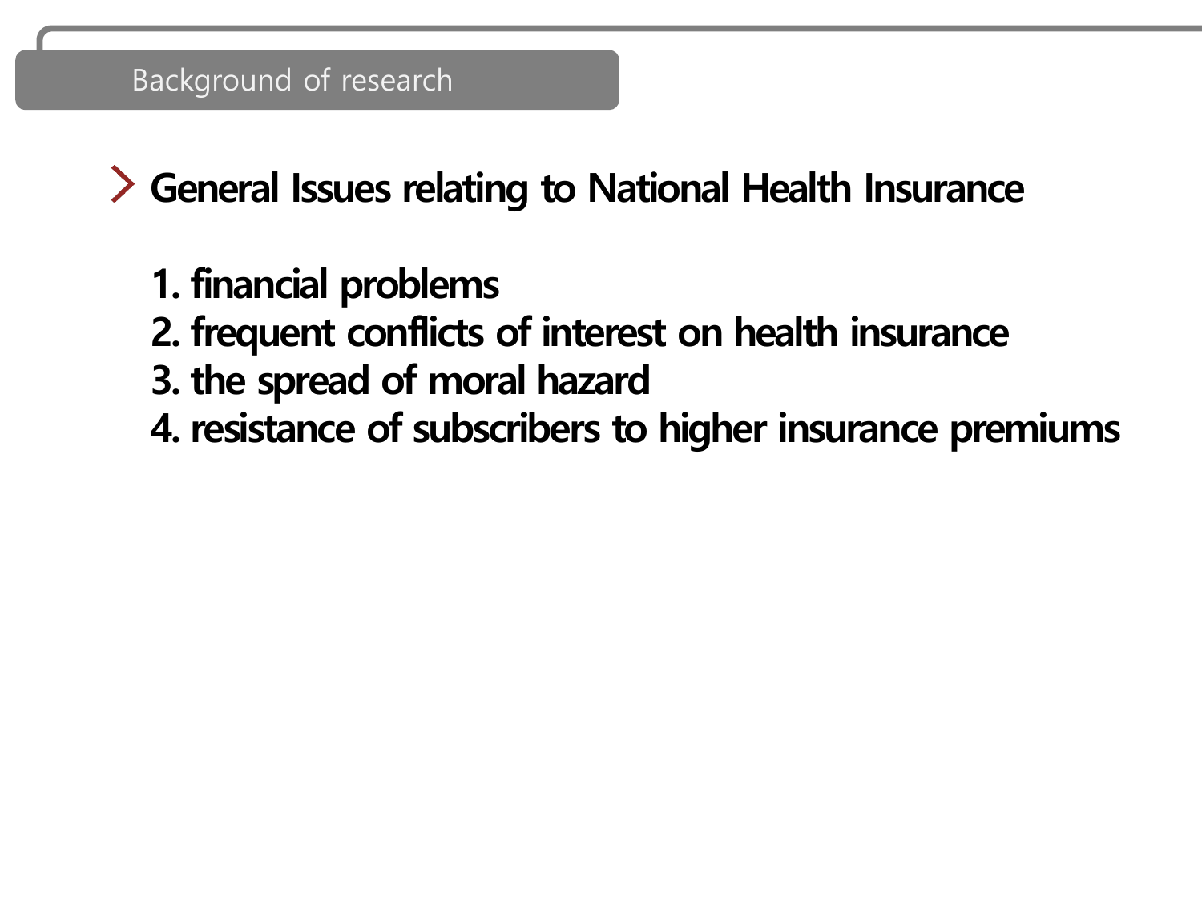## Background of research

### General Issues relating to National Health Insurance

1. financial problems
2. frequent conflicts of interest on health insurance
3. the spread of moral hazard
4. resistance of subscribers to higher insurance premiums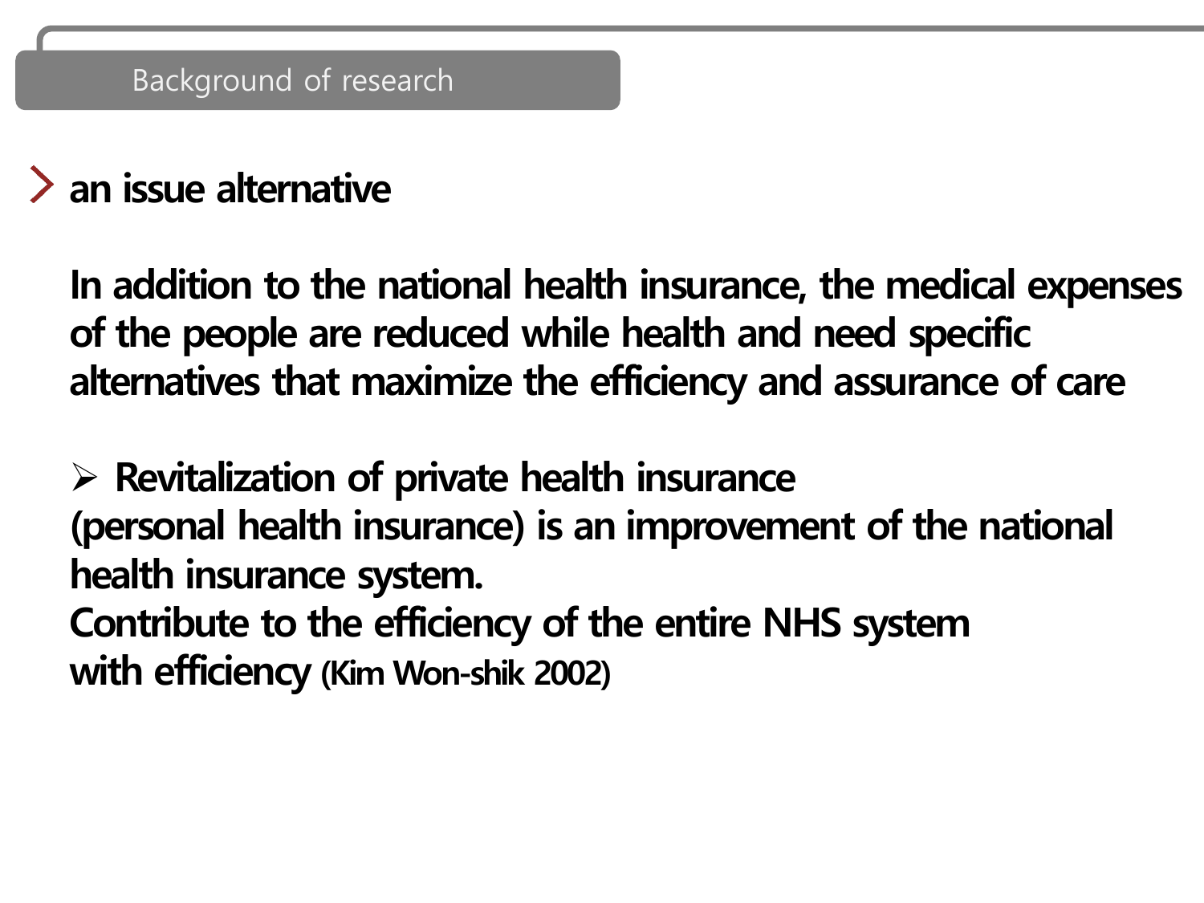## Background of research

- **an issue alternative**

**In addition to the national health insurance, the medical expenses of the people are reduced while health and need specific alternatives that maximize the efficiency and assurance of care**

- **Revitalization of private health insurance (personal health insurance) is an improvement of the national health insurance system. Contribute to the efficiency of the entire NHS system with efficiency (Kim Won-shik 2002)**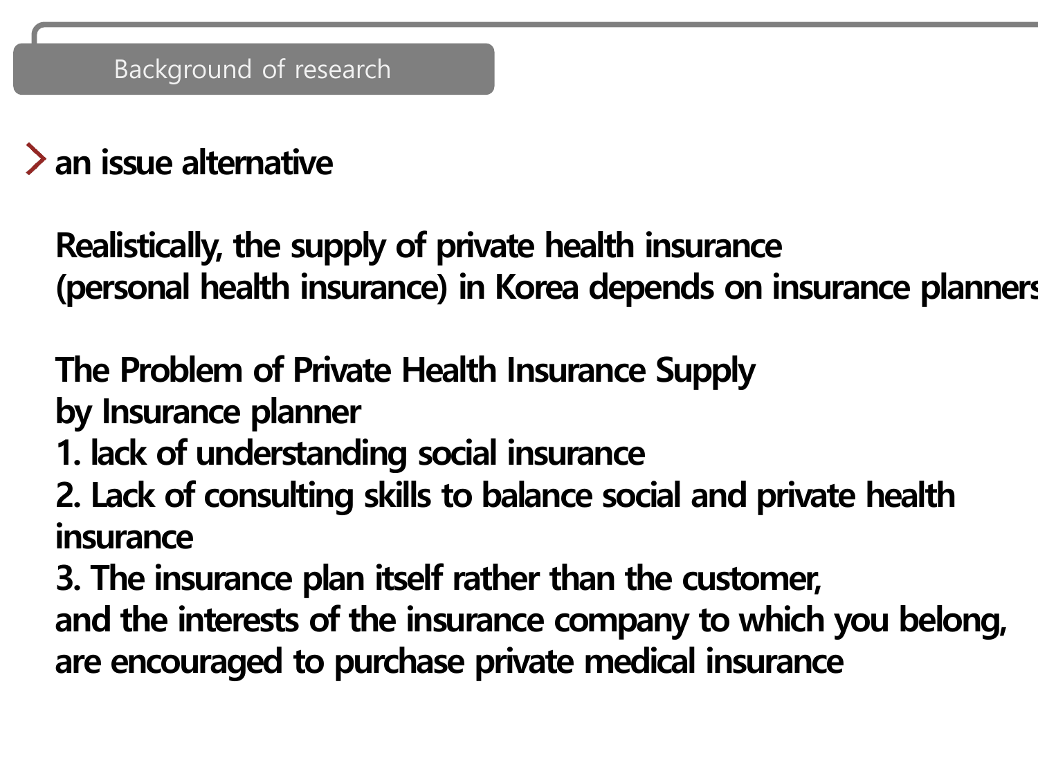## Background of research

**an issue alternative**

**Realistically, the supply of private health insurance (personal health insurance) in Korea depends on insurance planners**

**The Problem of Private Health Insurance Supply by Insurance planner**

**1. lack of understanding social insurance**
**2. Lack of consulting skills to balance social and private health insurance**
**3. The insurance plan itself rather than the customer, and the interests of the insurance company to which you belong, are encouraged to purchase private medical insurance**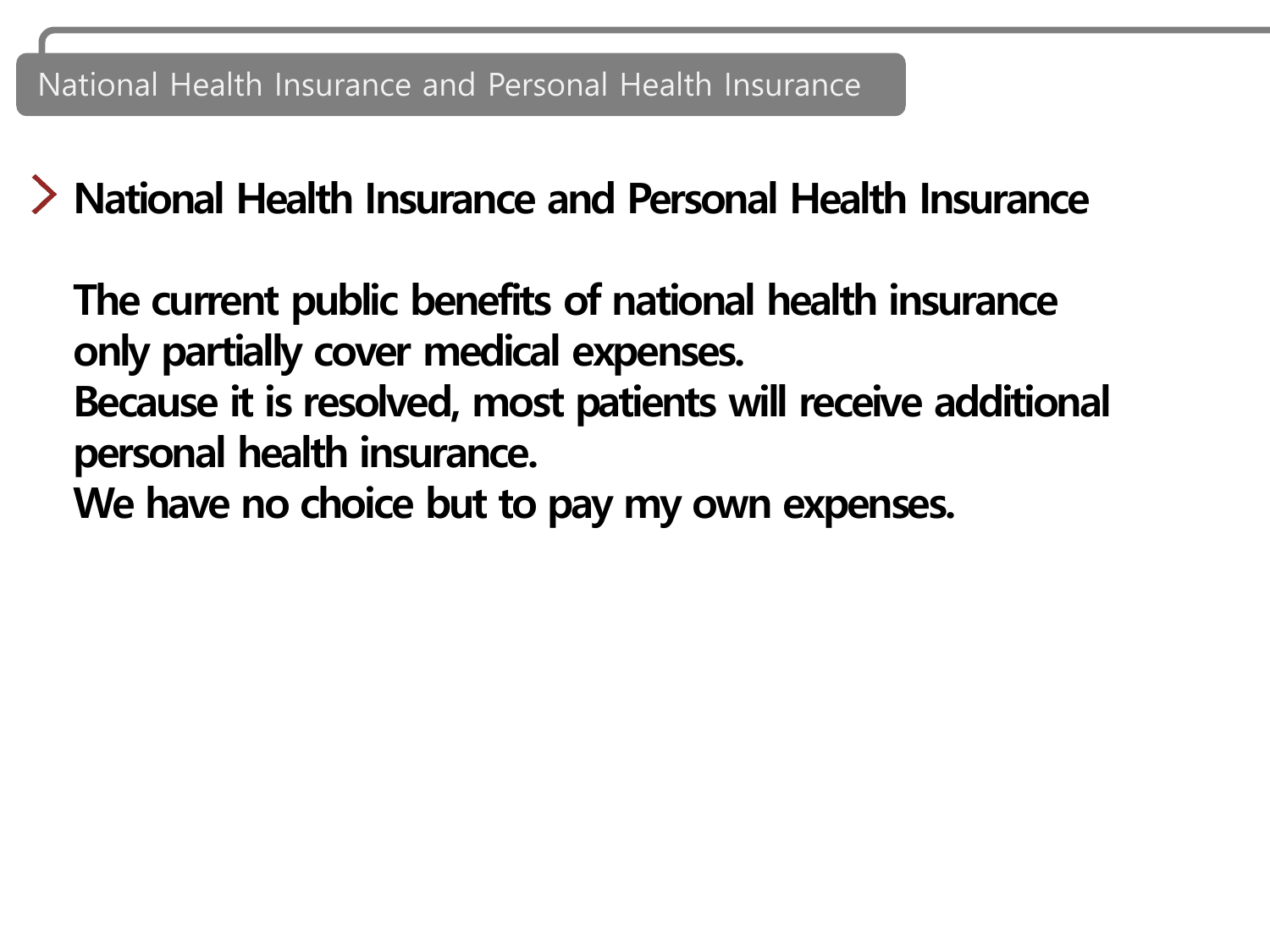## National Health Insurance and Personal Health Insurance

The current public benefits of national health insurance only partially cover medical expenses.
Because it is resolved, most patients will receive additional personal health insurance.
We have no choice but to pay my own expenses.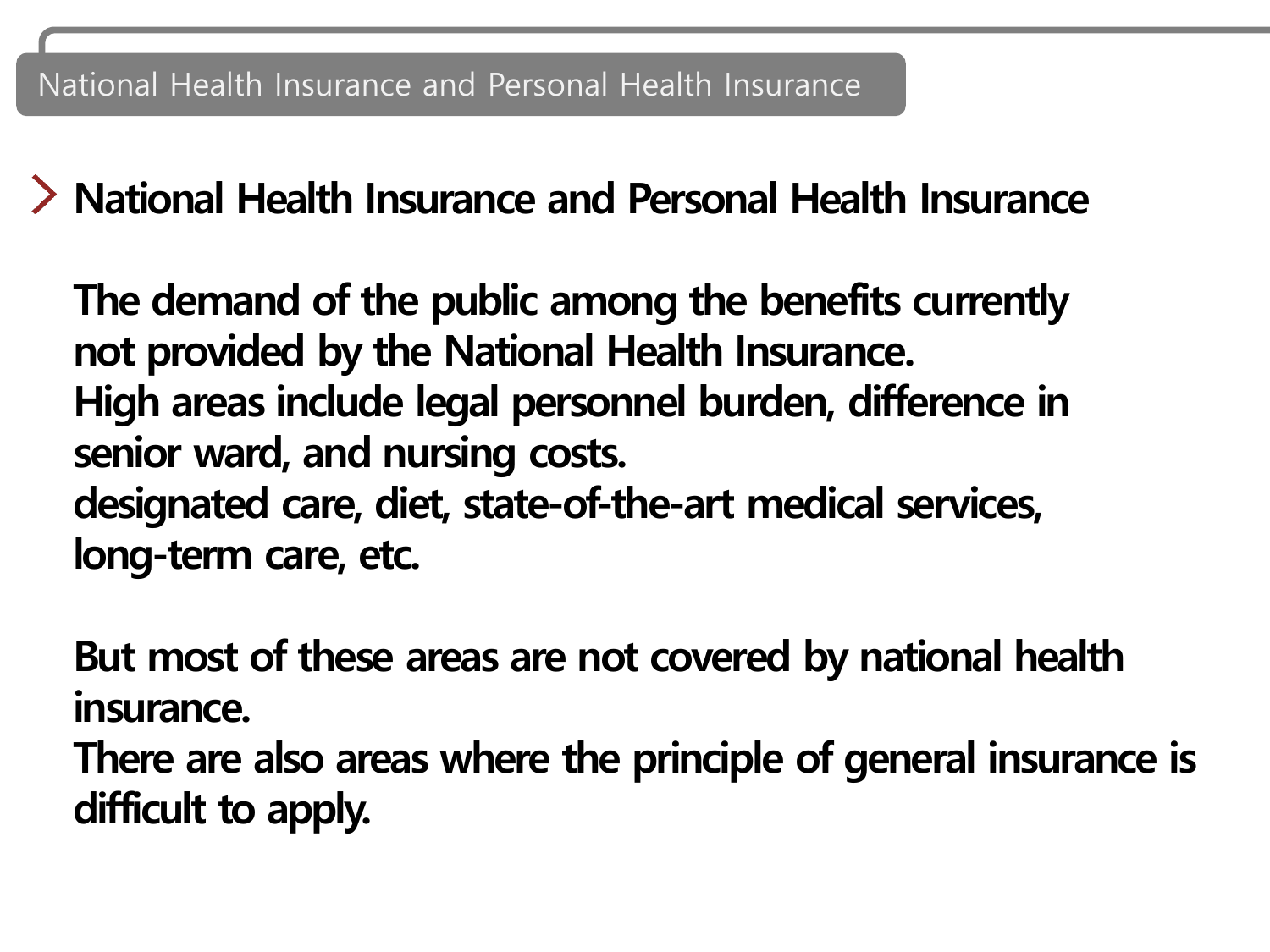National Health Insurance and Personal Health Insurance

## National Health Insurance and Personal Health Insurance

The demand of the public among the benefits currently not provided by the National Health Insurance.
High areas include legal personnel burden, difference in senior ward, and nursing costs.
designated care, diet, state-of-the-art medical services, long-term care, etc.

But most of these areas are not covered by national health insurance.
There are also areas where the principle of general insurance is difficult to apply.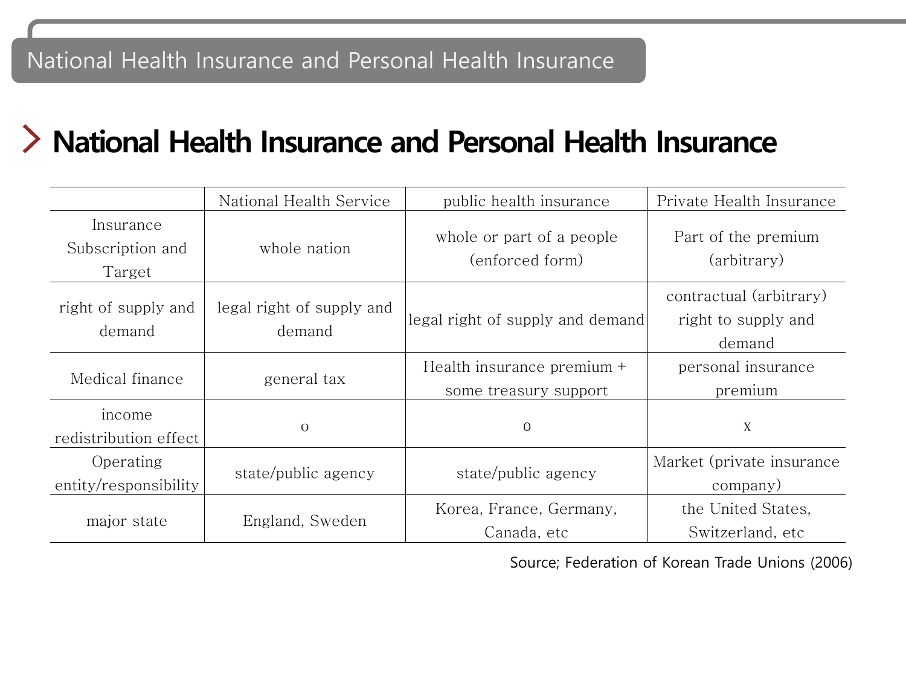# National Health Insurance and Personal Health Insurance

## National Health Insurance and Personal Health Insurance

| | National Health Service | public health insurance | Private Health Insurance |
|---|---|---|---|
| Insurance Subscription and Target | whole nation | whole or part of a people (enforced form) | Part of the premium (arbitrary) |
| right of supply and demand | legal right of supply and demand | legal right of supply and demand | contractual (arbitrary) right to supply and demand |
| Medical finance | general tax | Health insurance premium + some treasury support | personal insurance premium |
| income redistribution effect | o | o | x |
| Operating entity/responsibility | state/public agency | state/public agency | Market (private insurance company) |
| major state | England, Sweden | Korea, France, Germany, Canada, etc | the United States, Switzerland, etc |

Source; Federation of Korean Trade Unions (2006)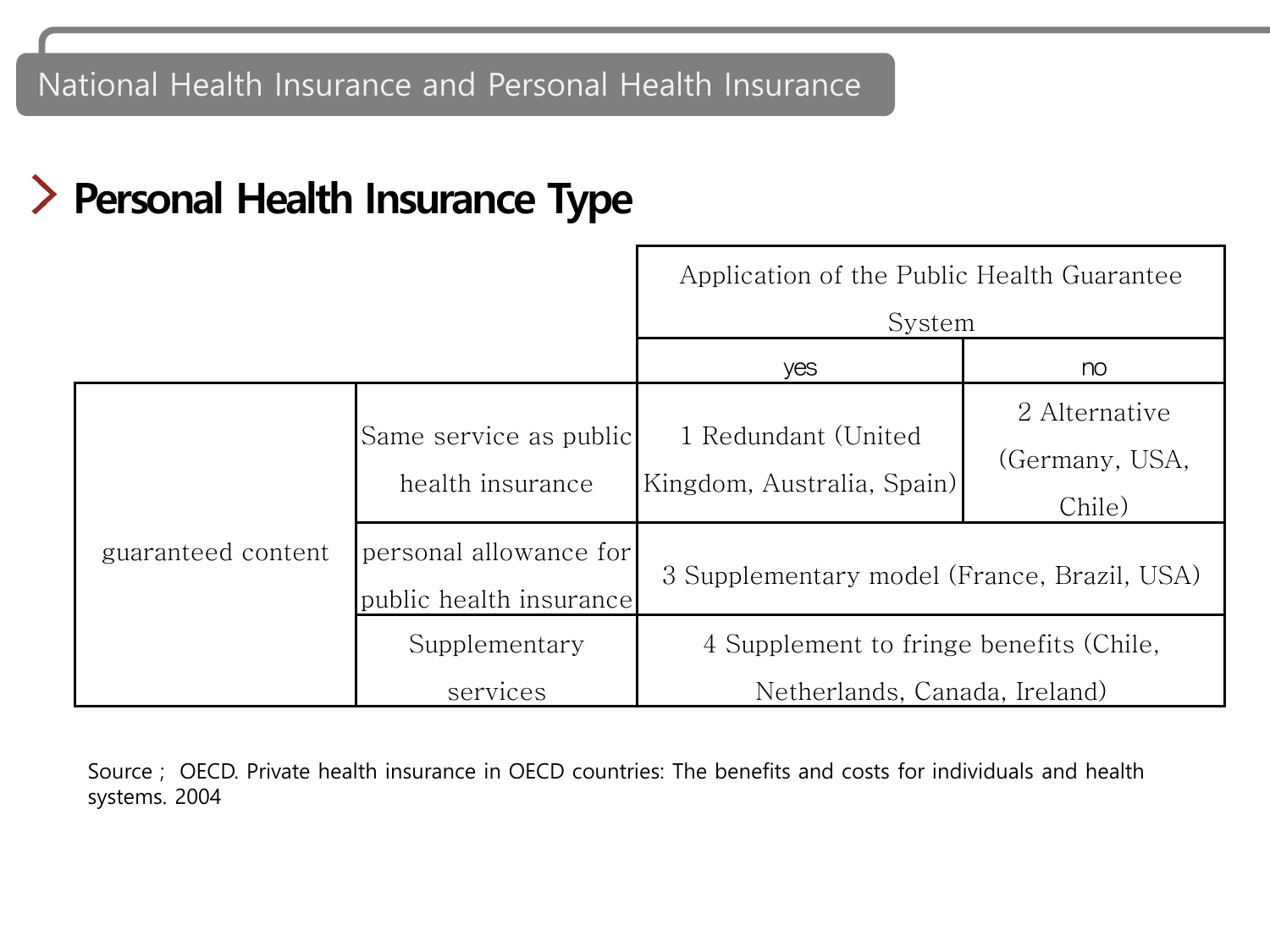# National Health Insurance and Personal Health Insurance

## Personal Health Insurance Type

| | | Application of the Public Health Guarantee System | |
|---|---|---|---|
| | | yes | no |
| guaranteed content | Same service as public health insurance | 1 Redundant (United Kingdom, Australia, Spain) | 2 Alternative (Germany, USA, Chile) |
| | personal allowance for public health insurance | 3 Supplementary model (France, Brazil, USA) | |
| | Supplementary services | 4 Supplement to fringe benefits (Chile, Netherlands, Canada, Ireland) | |

Source ; OECD. Private health insurance in OECD countries: The benefits and costs for individuals and health systems. 2004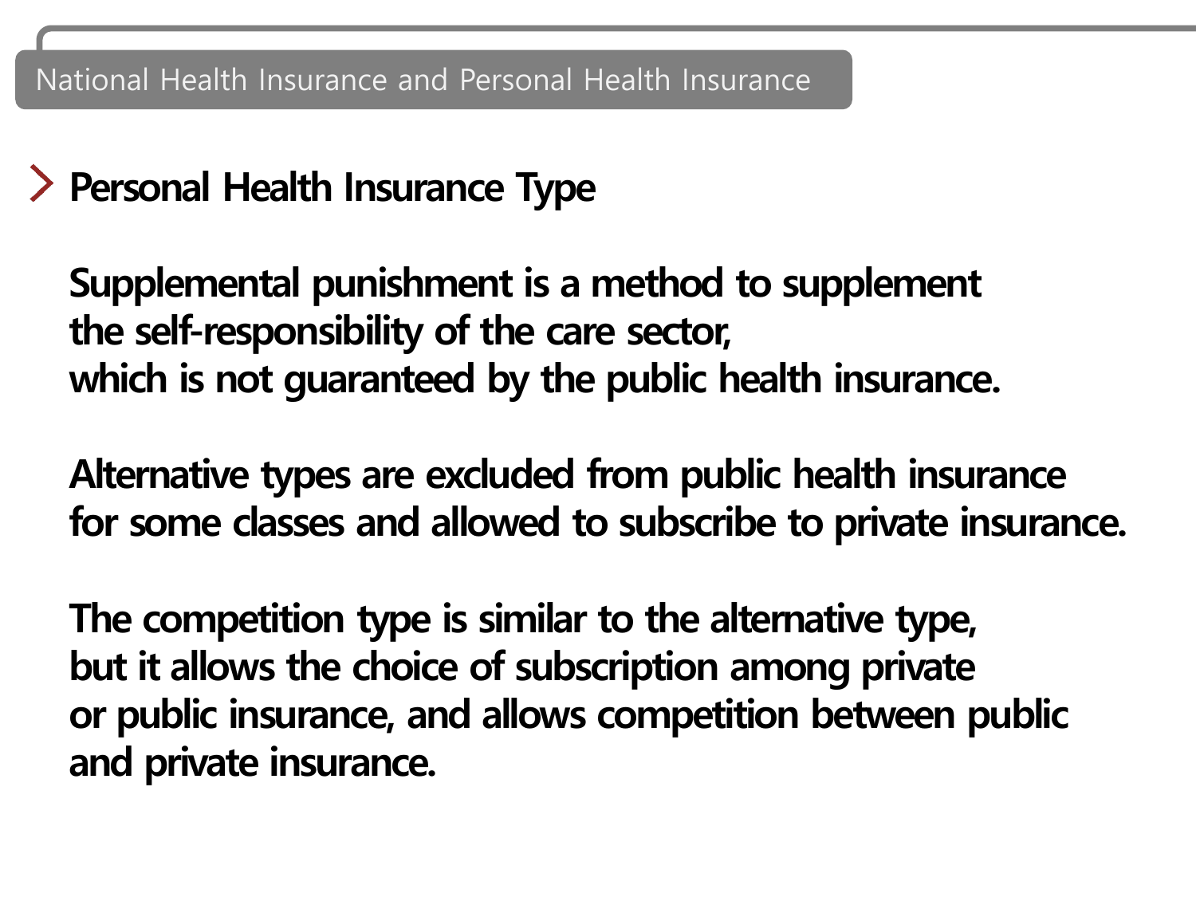National Health Insurance and Personal Health Insurance

## Personal Health Insurance Type

**Supplemental punishment is a method to supplement the self-responsibility of the care sector, which is not guaranteed by the public health insurance.**

**Alternative types are excluded from public health insurance for some classes and allowed to subscribe to private insurance.**

**The competition type is similar to the alternative type, but it allows the choice of subscription among private or public insurance, and allows competition between public and private insurance.**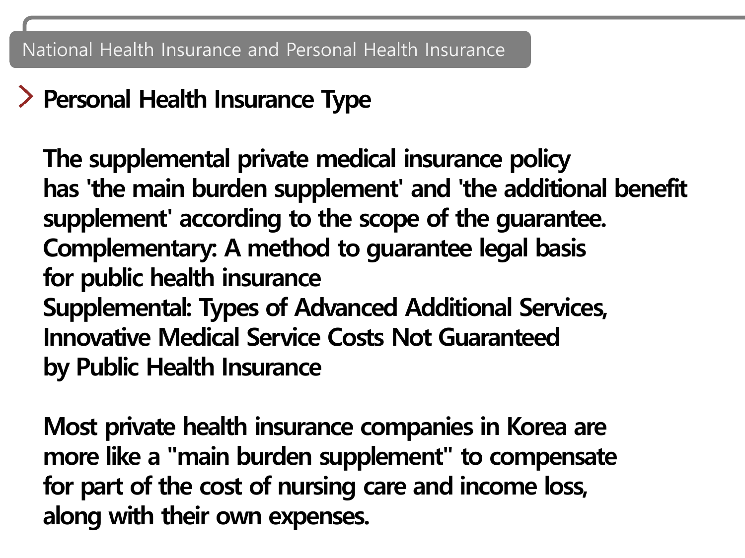## National Health Insurance and Personal Health Insurance

### Personal Health Insurance Type

The supplemental private medical insurance policy has 'the main burden supplement' and 'the additional benefit supplement' according to the scope of the guarantee.
Complementary: A method to guarantee legal basis for public health insurance
Supplemental: Types of Advanced Additional Services, Innovative Medical Service Costs Not Guaranteed by Public Health Insurance

Most private health insurance companies in Korea are more like a "main burden supplement" to compensate for part of the cost of nursing care and income loss, along with their own expenses.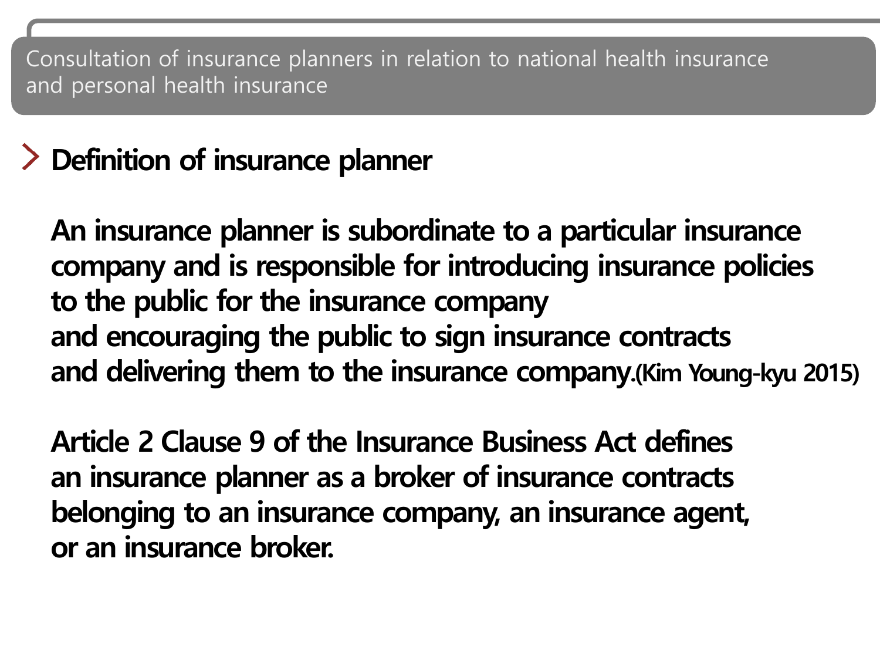Consultation of insurance planners in relation to national health insurance and personal health insurance

## Definition of insurance planner

**An insurance planner is subordinate to a particular insurance company and is responsible for introducing insurance policies to the public for the insurance company and encouraging the public to sign insurance contracts and delivering them to the insurance company.(Kim Young-kyu 2015)**

**Article 2 Clause 9 of the Insurance Business Act defines an insurance planner as a broker of insurance contracts belonging to an insurance company, an insurance agent, or an insurance broker.**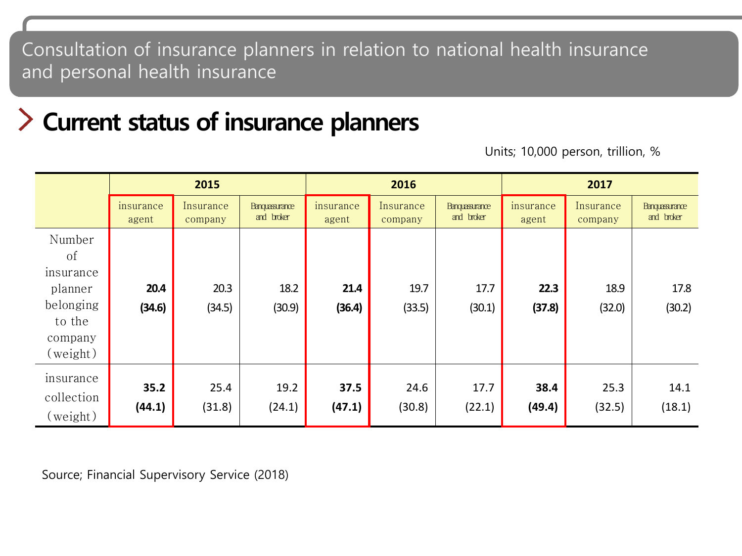# Consultation of insurance planners in relation to national health insurance and personal health insurance

## Current status of insurance planners

Units; 10,000 person, trillion, %

| | 2015 | | | 2016 | | | 2017 | | |
|---|---|---|---|---|---|---|---|---|---|
| | insurance agent | Insurance company | Banquassurance and broker | insurance agent | Insurance company | Banquassurance and broker | insurance agent | Insurance company | Banquassurance and broker |
| Number of insurance planner belonging to the company (weight) | **20.4 (34.6)** | 20.3 (34.5) | 18.2 (30.9) | **21.4 (36.4)** | 19.7 (33.5) | 17.7 (30.1) | **22.3 (37.8)** | 18.9 (32.0) | 17.8 (30.2) |
| insurance collection (weight) | **35.2 (44.1)** | 25.4 (31.8) | 19.2 (24.1) | **37.5 (47.1)** | 24.6 (30.8) | 17.7 (22.1) | **38.4 (49.4)** | 25.3 (32.5) | 14.1 (18.1) |

Source; Financial Supervisory Service (2018)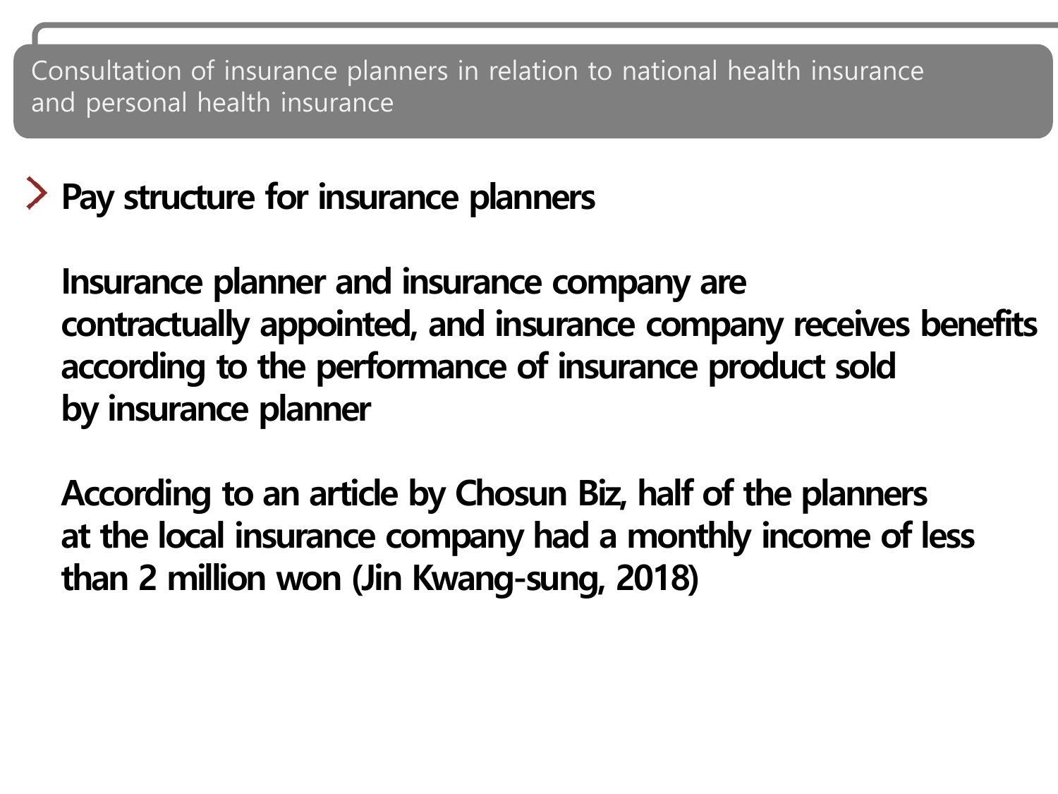## Consultation of insurance planners in relation to national health insurance and personal health insurance

### Pay structure for insurance planners

Insurance planner and insurance company are contractually appointed, and insurance company receives benefits according to the performance of insurance product sold by insurance planner

According to an article by Chosun Biz, half of the planners at the local insurance company had a monthly income of less than 2 million won (Jin Kwang-sung, 2018)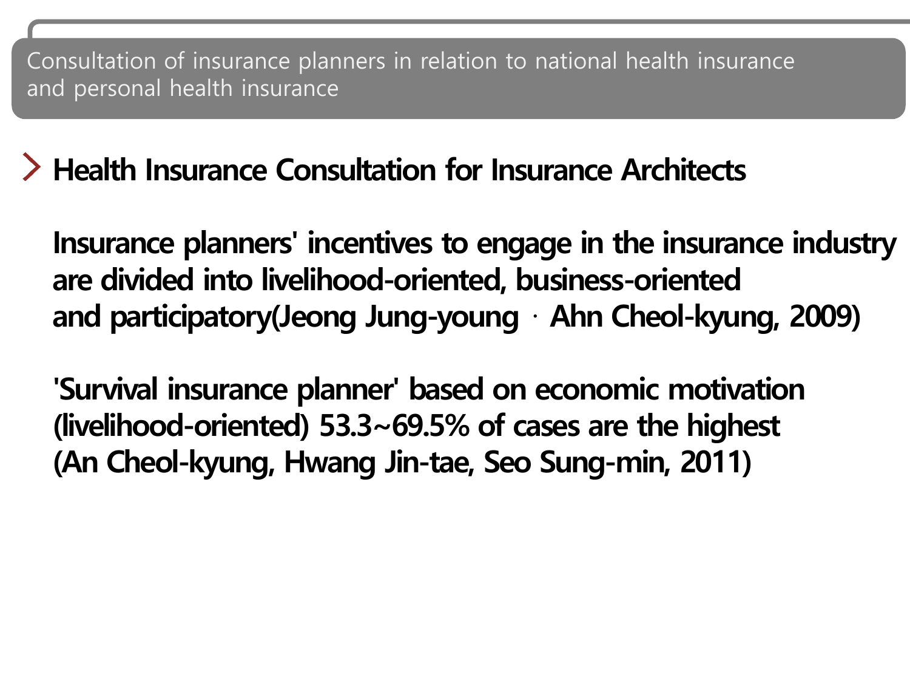## Consultation of insurance planners in relation to national health insurance and personal health insurance

### Health Insurance Consultation for Insurance Architects

**Insurance planners' incentives to engage in the insurance industry are divided into livelihood-oriented, business-oriented and participatory(Jeong Jung-young · Ahn Cheol-kyung, 2009)**

**'Survival insurance planner' based on economic motivation (livelihood-oriented) 53.3~69.5% of cases are the highest (An Cheol-kyung, Hwang Jin-tae, Seo Sung-min, 2011)**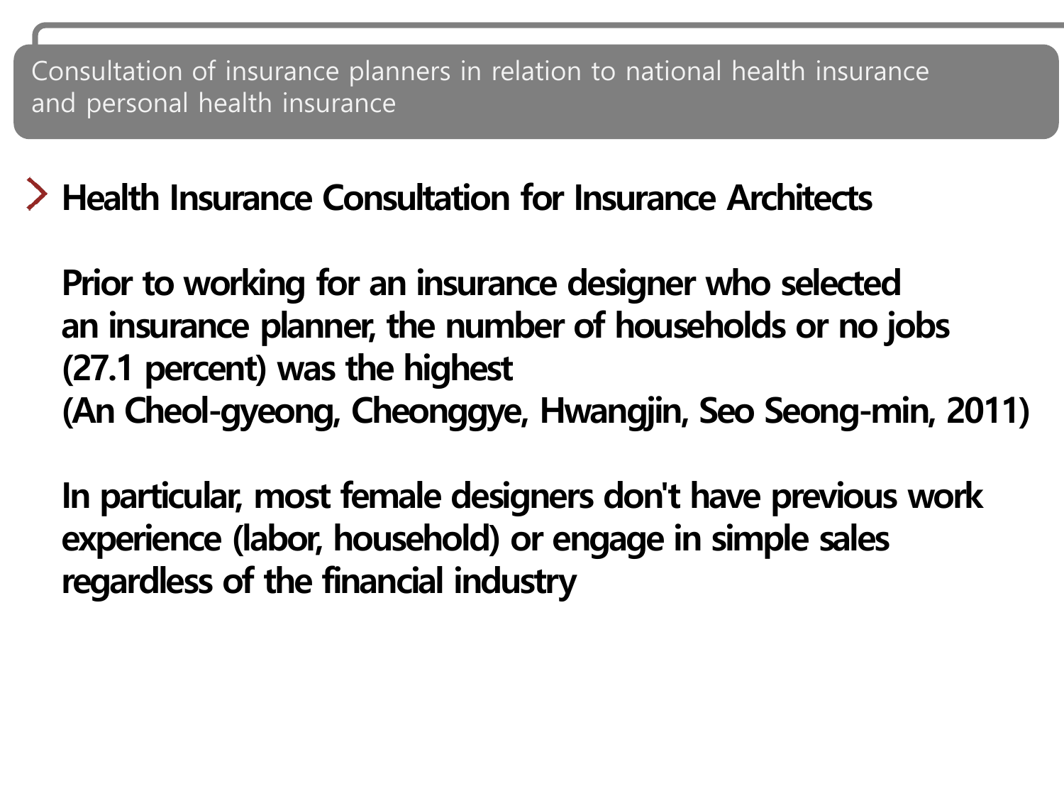Consultation of insurance planners in relation to national health insurance and personal health insurance

## Health Insurance Consultation for Insurance Architects

**Prior to working for an insurance designer who selected an insurance planner, the number of households or no jobs (27.1 percent) was the highest (An Cheol-gyeong, Cheonggye, Hwangjin, Seo Seong-min, 2011)**

**In particular, most female designers don't have previous work experience (labor, household) or engage in simple sales regardless of the financial industry**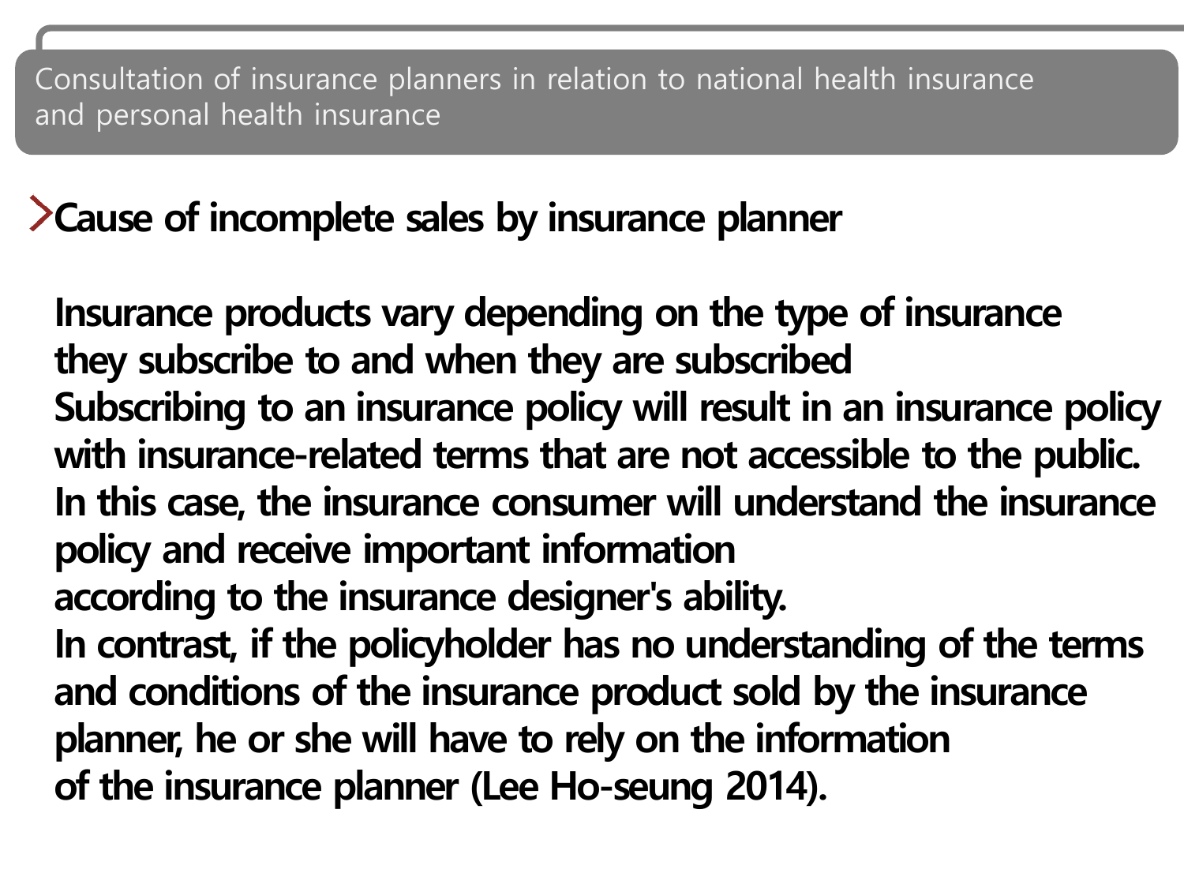## Consultation of insurance planners in relation to national health insurance and personal health insurance

### Cause of incomplete sales by insurance planner

**Insurance products vary depending on the type of insurance they subscribe to and when they are subscribed**
**Subscribing to an insurance policy will result in an insurance policy with insurance-related terms that are not accessible to the public.**
**In this case, the insurance consumer will understand the insurance policy and receive important information according to the insurance designer's ability.**
**In contrast, if the policyholder has no understanding of the terms and conditions of the insurance product sold by the insurance planner, he or she will have to rely on the information of the insurance planner (Lee Ho-seung 2014).**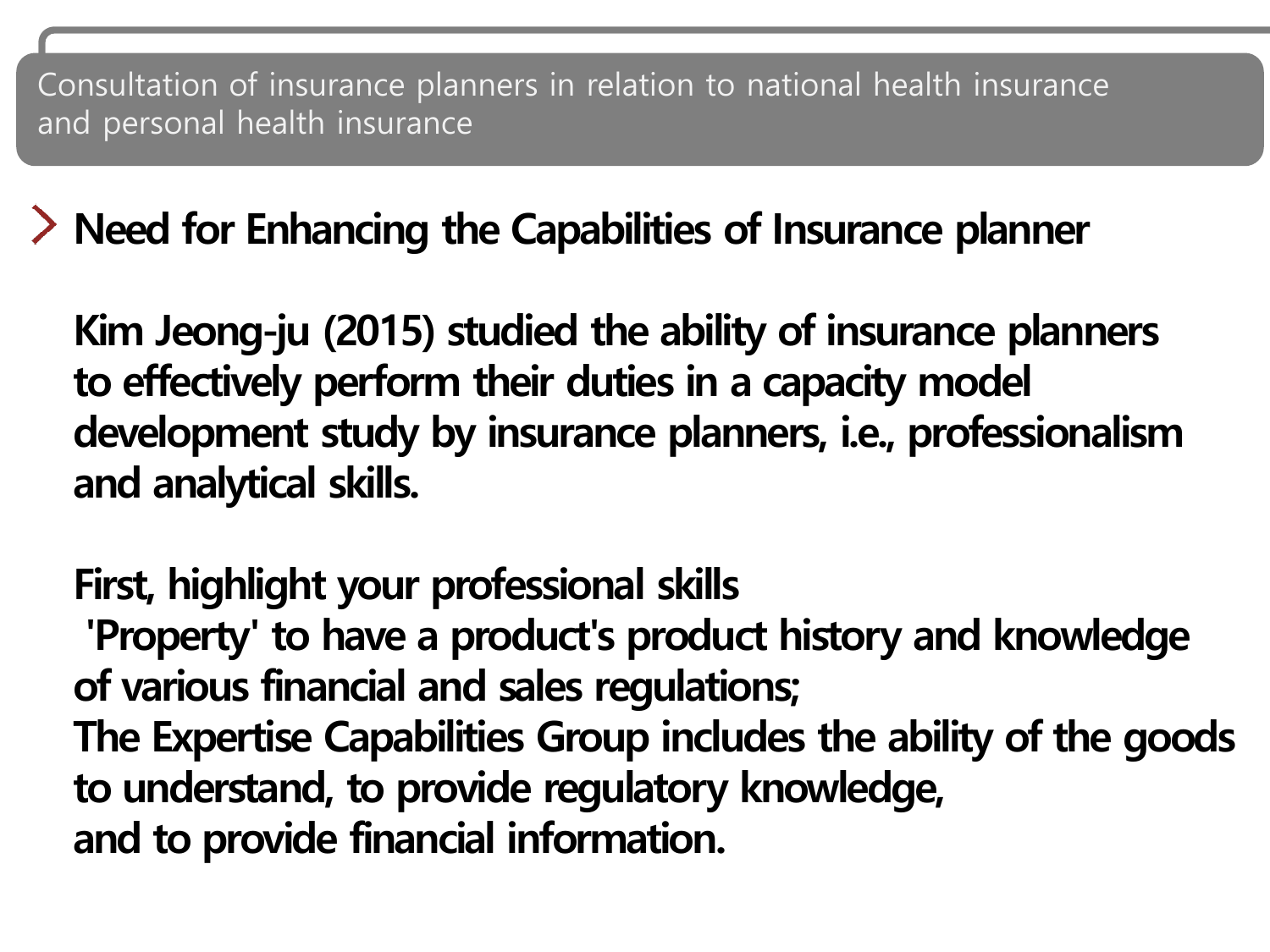Consultation of insurance planners in relation to national health insurance and personal health insurance

## Need for Enhancing the Capabilities of Insurance planner

**Kim Jeong-ju (2015) studied the ability of insurance planners to effectively perform their duties in a capacity model development study by insurance planners, i.e., professionalism and analytical skills.**

**First, highlight your professional skills**
**'Property' to have a product's product history and knowledge of various financial and sales regulations;**
**The Expertise Capabilities Group includes the ability of the goods to understand, to provide regulatory knowledge,**
**and to provide financial information.**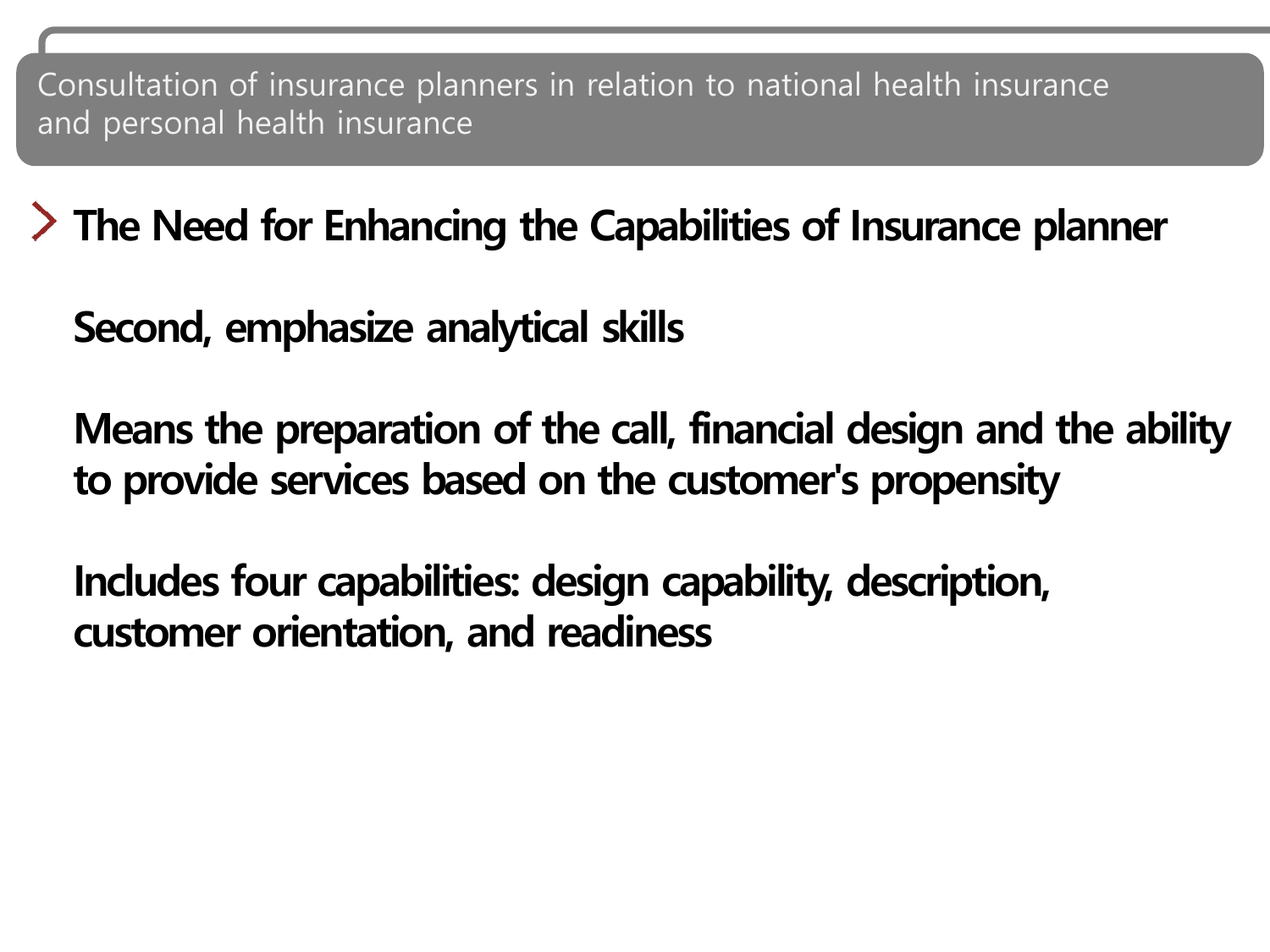Consultation of insurance planners in relation to national health insurance and personal health insurance

## The Need for Enhancing the Capabilities of Insurance planner

**Second, emphasize analytical skills**

**Means the preparation of the call, financial design and the ability to provide services based on the customer's propensity**

**Includes four capabilities: design capability, description, customer orientation, and readiness**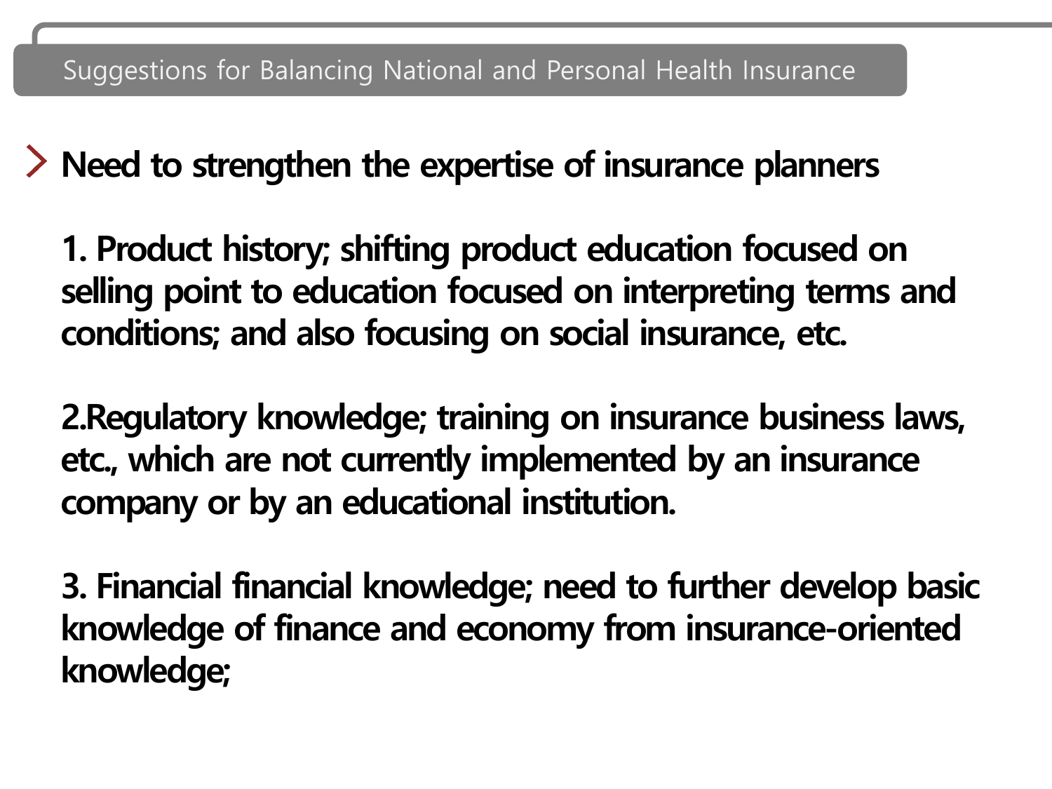## Suggestions for Balancing National and Personal Health Insurance

**Need to strengthen the expertise of insurance planners**

**1. Product history; shifting product education focused on selling point to education focused on interpreting terms and conditions; and also focusing on social insurance, etc.**

**2.Regulatory knowledge; training on insurance business laws, etc., which are not currently implemented by an insurance company or by an educational institution.**

**3. Financial financial knowledge; need to further develop basic knowledge of finance and economy from insurance-oriented knowledge;**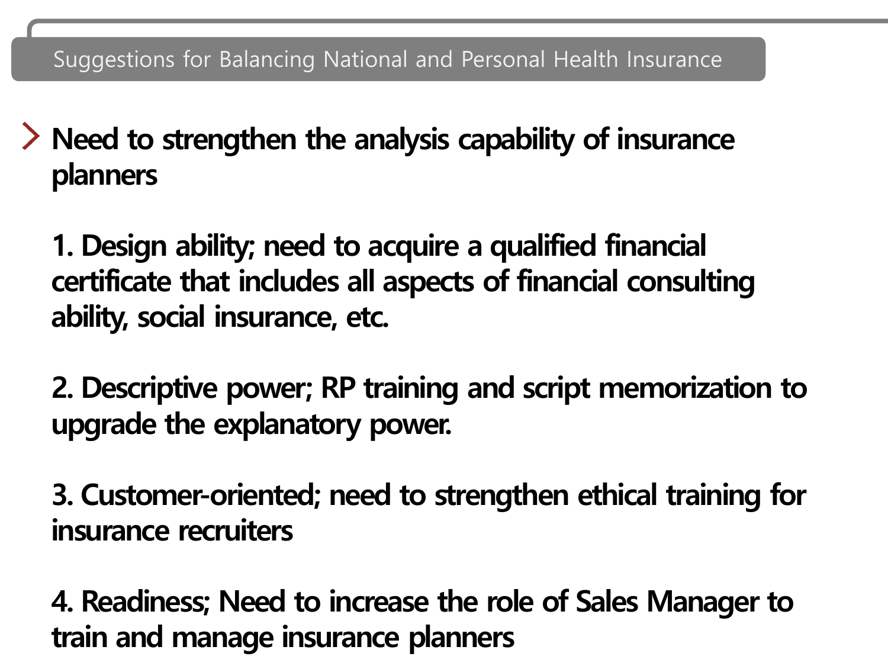## Suggestions for Balancing National and Personal Health Insurance

**Need to strengthen the analysis capability of insurance planners**

**1. Design ability; need to acquire a qualified financial certificate that includes all aspects of financial consulting ability, social insurance, etc.**

**2. Descriptive power; RP training and script memorization to upgrade the explanatory power.**

**3. Customer-oriented; need to strengthen ethical training for insurance recruiters**

**4. Readiness; Need to increase the role of Sales Manager to train and manage insurance planners**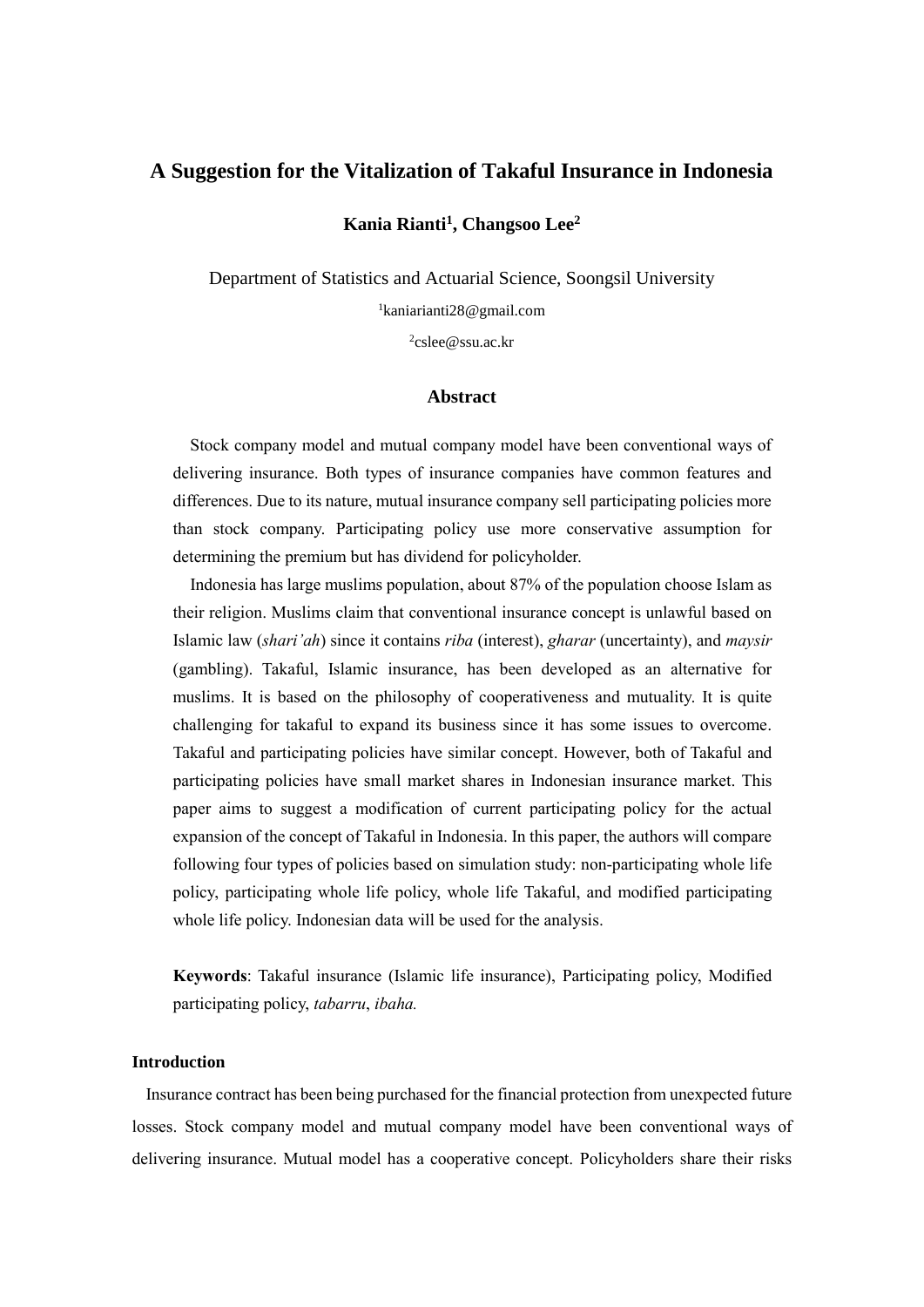# A Suggestion for the Vitalization of Takaful Insurance in Indonesia

**Kania Rianti[1], Changsoo Lee[2]**

Department of Statistics and Actuarial Science, Soongsil University

[1]kaniarianti28@gmail.com

[2]cslee@ssu.ac.kr

### Abstract

Stock company model and mutual company model have been conventional ways of delivering insurance. Both types of insurance companies have common features and differences. Due to its nature, mutual insurance company sell participating policies more than stock company. Participating policy use more conservative assumption for determining the premium but has dividend for policyholder.

Indonesia has large muslims population, about 87% of the population choose Islam as their religion. Muslims claim that conventional insurance concept is unlawful based on Islamic law (*shari'ah*) since it contains *riba* (interest), *gharar* (uncertainty), and *maysir* (gambling). Takaful, Islamic insurance, has been developed as an alternative for muslims. It is based on the philosophy of cooperativeness and mutuality. It is quite challenging for takaful to expand its business since it has some issues to overcome. Takaful and participating policies have similar concept. However, both of Takaful and participating policies have small market shares in Indonesian insurance market. This paper aims to suggest a modification of current participating policy for the actual expansion of the concept of Takaful in Indonesia. In this paper, the authors will compare following four types of policies based on simulation study: non-participating whole life policy, participating whole life policy, whole life Takaful, and modified participating whole life policy. Indonesian data will be used for the analysis.

**Keywords**: Takaful insurance (Islamic life insurance), Participating policy, Modified participating policy, *tabarru*, *ibaha.*

### Introduction

Insurance contract has been being purchased for the financial protection from unexpected future losses. Stock company model and mutual company model have been conventional ways of delivering insurance. Mutual model has a cooperative concept. Policyholders share their risks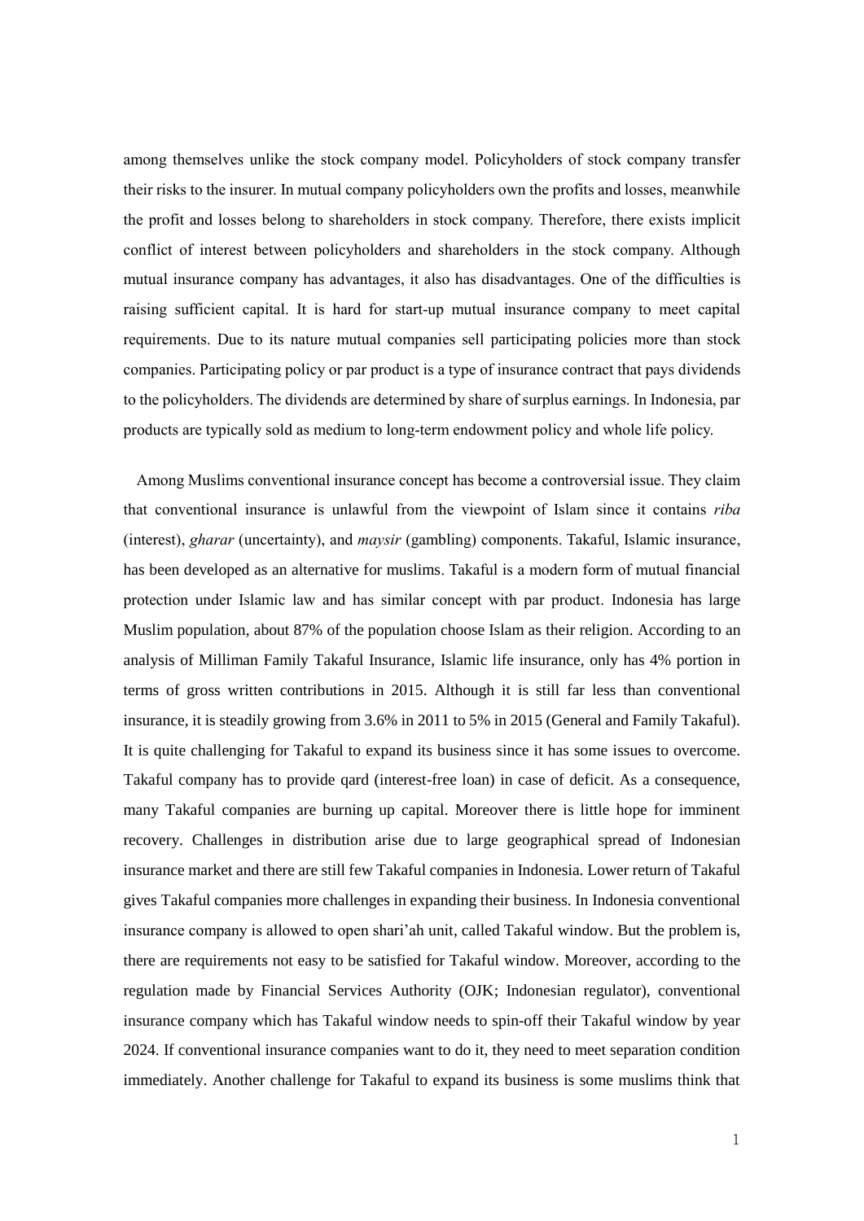among themselves unlike the stock company model. Policyholders of stock company transfer their risks to the insurer. In mutual company policyholders own the profits and losses, meanwhile the profit and losses belong to shareholders in stock company. Therefore, there exists implicit conflict of interest between policyholders and shareholders in the stock company. Although mutual insurance company has advantages, it also has disadvantages. One of the difficulties is raising sufficient capital. It is hard for start-up mutual insurance company to meet capital requirements. Due to its nature mutual companies sell participating policies more than stock companies. Participating policy or par product is a type of insurance contract that pays dividends to the policyholders. The dividends are determined by share of surplus earnings. In Indonesia, par products are typically sold as medium to long-term endowment policy and whole life policy.

Among Muslims conventional insurance concept has become a controversial issue. They claim that conventional insurance is unlawful from the viewpoint of Islam since it contains *riba* (interest), *gharar* (uncertainty), and *maysir* (gambling) components. Takaful, Islamic insurance, has been developed as an alternative for muslims. Takaful is a modern form of mutual financial protection under Islamic law and has similar concept with par product. Indonesia has large Muslim population, about 87% of the population choose Islam as their religion. According to an analysis of Milliman Family Takaful Insurance, Islamic life insurance, only has 4% portion in terms of gross written contributions in 2015. Although it is still far less than conventional insurance, it is steadily growing from 3.6% in 2011 to 5% in 2015 (General and Family Takaful). It is quite challenging for Takaful to expand its business since it has some issues to overcome. Takaful company has to provide qard (interest-free loan) in case of deficit. As a consequence, many Takaful companies are burning up capital. Moreover there is little hope for imminent recovery. Challenges in distribution arise due to large geographical spread of Indonesian insurance market and there are still few Takaful companies in Indonesia. Lower return of Takaful gives Takaful companies more challenges in expanding their business. In Indonesia conventional insurance company is allowed to open shari'ah unit, called Takaful window. But the problem is, there are requirements not easy to be satisfied for Takaful window. Moreover, according to the regulation made by Financial Services Authority (OJK; Indonesian regulator), conventional insurance company which has Takaful window needs to spin-off their Takaful window by year 2024. If conventional insurance companies want to do it, they need to meet separation condition immediately. Another challenge for Takaful to expand its business is some muslims think that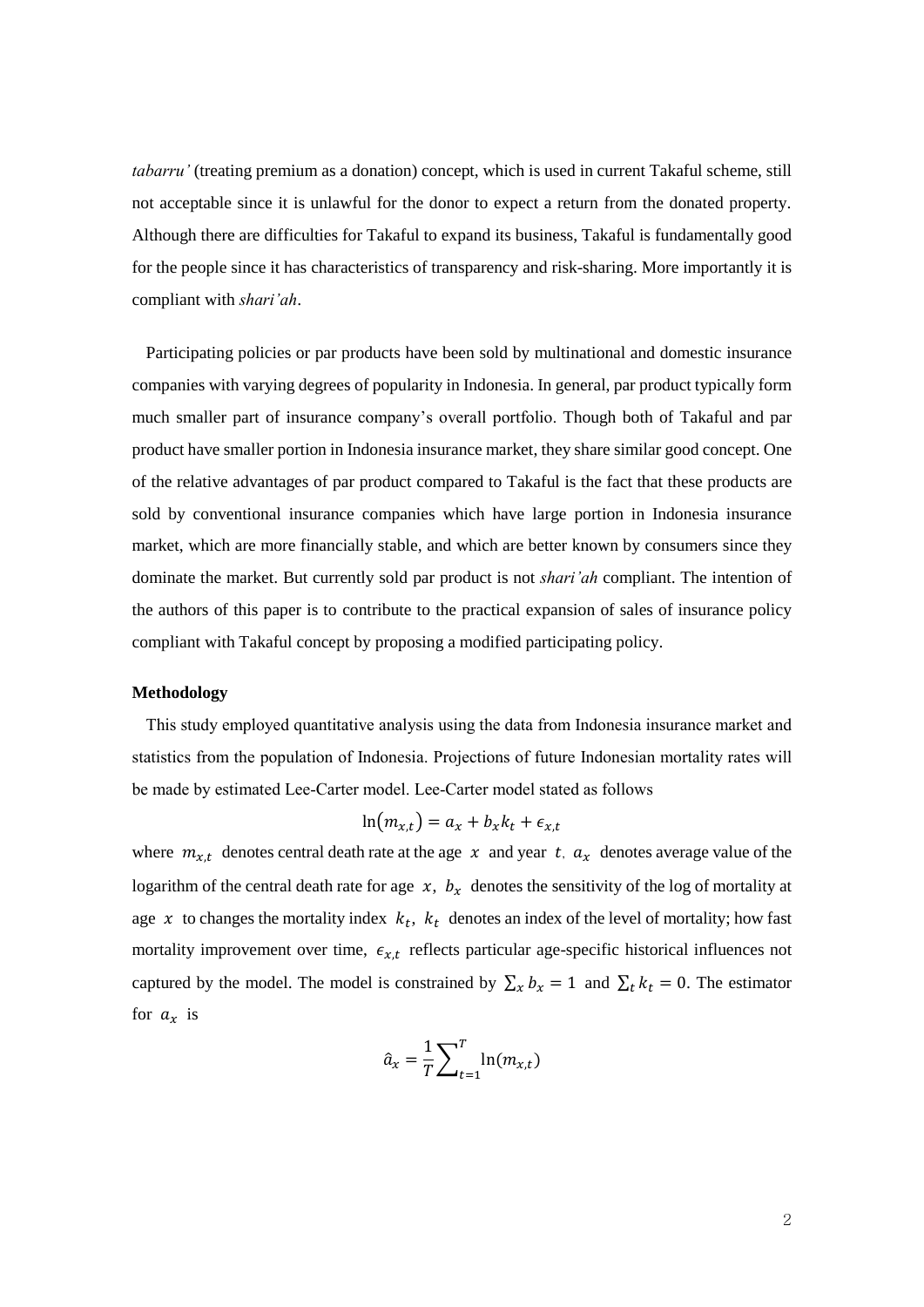*tabarru'* (treating premium as a donation) concept, which is used in current Takaful scheme, still not acceptable since it is unlawful for the donor to expect a return from the donated property. Although there are difficulties for Takaful to expand its business, Takaful is fundamentally good for the people since it has characteristics of transparency and risk-sharing. More importantly it is compliant with *shari'ah*.

Participating policies or par products have been sold by multinational and domestic insurance companies with varying degrees of popularity in Indonesia. In general, par product typically form much smaller part of insurance company's overall portfolio. Though both of Takaful and par product have smaller portion in Indonesia insurance market, they share similar good concept. One of the relative advantages of par product compared to Takaful is the fact that these products are sold by conventional insurance companies which have large portion in Indonesia insurance market, which are more financially stable, and which are better known by consumers since they dominate the market. But currently sold par product is not *shari'ah* compliant. The intention of the authors of this paper is to contribute to the practical expansion of sales of insurance policy compliant with Takaful concept by proposing a modified participating policy.

**Methodology**

This study employed quantitative analysis using the data from Indonesia insurance market and statistics from the population of Indonesia. Projections of future Indonesian mortality rates will be made by estimated Lee-Carter model. Lee-Carter model stated as follows

$$\ln(m_{x,t}) = a_x + b_x k_t + \epsilon_{x,t}$$

where $m_{x,t}$ denotes central death rate at the age $x$ and year $t$, $a_x$ denotes average value of the logarithm of the central death rate for age $x$, $b_x$ denotes the sensitivity of the log of mortality at age $x$ to changes the mortality index $k_t$, $k_t$ denotes an index of the level of mortality; how fast mortality improvement over time, $\epsilon_{x,t}$ reflects particular age-specific historical influences not captured by the model. The model is constrained by $\sum_x b_x = 1$ and $\sum_t k_t = 0$. The estimator for $a_x$ is

$$\hat{a}_x = \frac{1}{T}\sum_{t=1}^{T} \ln(m_{x,t})$$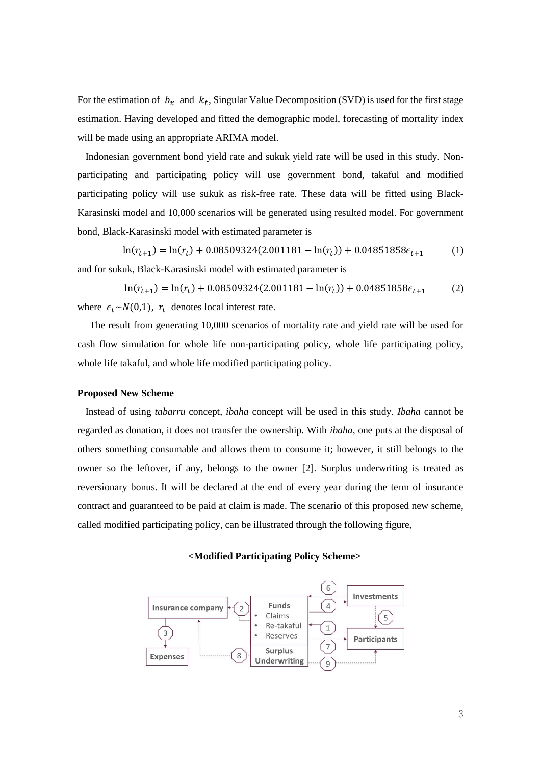For the estimation of $b_x$ and $k_t$, Singular Value Decomposition (SVD) is used for the first stage estimation. Having developed and fitted the demographic model, forecasting of mortality index will be made using an appropriate ARIMA model.

Indonesian government bond yield rate and sukuk yield rate will be used in this study. Non-participating and participating policy will use government bond, takaful and modified participating policy will use sukuk as risk-free rate. These data will be fitted using Black-Karasinski model and 10,000 scenarios will be generated using resulted model. For government bond, Black-Karasinski model with estimated parameter is

$$\ln(r_{t+1}) = \ln(r_t) + 0.08509324(2.001181 - \ln(r_t)) + 0.04851858\epsilon_{t+1} \tag{1}$$

and for sukuk, Black-Karasinski model with estimated parameter is

$$\ln(r_{t+1}) = \ln(r_t) + 0.08509324(2.001181 - \ln(r_t)) + 0.04851858\epsilon_{t+1} \tag{2}$$

where $\epsilon_t \sim N(0,1)$, $r_t$ denotes local interest rate.

The result from generating 10,000 scenarios of mortality rate and yield rate will be used for cash flow simulation for whole life non-participating policy, whole life participating policy, whole life takaful, and whole life modified participating policy.

**Proposed New Scheme**

Instead of using *tabarru* concept, *ibaha* concept will be used in this study. *Ibaha* cannot be regarded as donation, it does not transfer the ownership. With *ibaha*, one puts at the disposal of others something consumable and allows them to consume it; however, it still belongs to the owner so the leftover, if any, belongs to the owner [2]. Surplus underwriting is treated as reversionary bonus. It will be declared at the end of every year during the term of insurance contract and guaranteed to be paid at claim is made. The scenario of this proposed new scheme, called modified participating policy, can be illustrated through the following figure,

**<Modified Participating Policy Scheme>**

Insurance company | Funds: Claims, Re-takaful, Reserves | Investments | Participants | Expenses | Surplus Underwriting | 1 | 2 | 3 | 4 | 5 | 6 | 7 | 8 | 9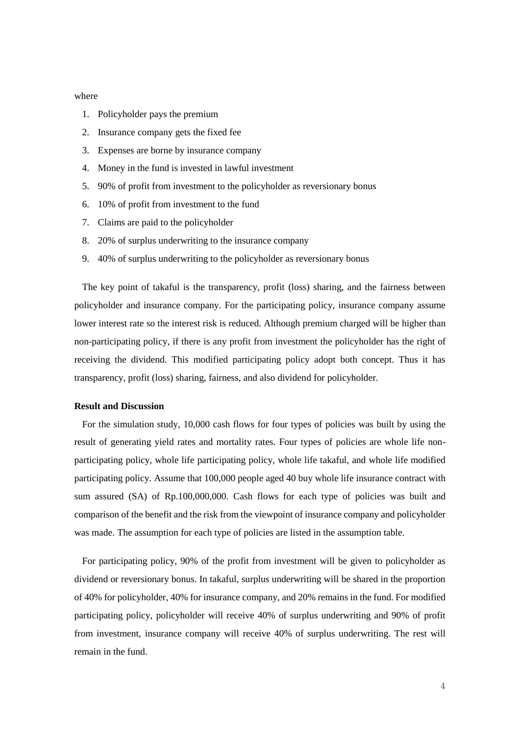where

1. Policyholder pays the premium
2. Insurance company gets the fixed fee
3. Expenses are borne by insurance company
4. Money in the fund is invested in lawful investment
5. 90% of profit from investment to the policyholder as reversionary bonus
6. 10% of profit from investment to the fund
7. Claims are paid to the policyholder
8. 20% of surplus underwriting to the insurance company
9. 40% of surplus underwriting to the policyholder as reversionary bonus

The key point of takaful is the transparency, profit (loss) sharing, and the fairness between policyholder and insurance company. For the participating policy, insurance company assume lower interest rate so the interest risk is reduced. Although premium charged will be higher than non-participating policy, if there is any profit from investment the policyholder has the right of receiving the dividend. This modified participating policy adopt both concept. Thus it has transparency, profit (loss) sharing, fairness, and also dividend for policyholder.

**Result and Discussion**

For the simulation study, 10,000 cash flows for four types of policies was built by using the result of generating yield rates and mortality rates. Four types of policies are whole life non-participating policy, whole life participating policy, whole life takaful, and whole life modified participating policy. Assume that 100,000 people aged 40 buy whole life insurance contract with sum assured (SA) of Rp.100,000,000. Cash flows for each type of policies was built and comparison of the benefit and the risk from the viewpoint of insurance company and policyholder was made. The assumption for each type of policies are listed in the assumption table.

For participating policy, 90% of the profit from investment will be given to policyholder as dividend or reversionary bonus. In takaful, surplus underwriting will be shared in the proportion of 40% for policyholder, 40% for insurance company, and 20% remains in the fund. For modified participating policy, policyholder will receive 40% of surplus underwriting and 90% of profit from investment, insurance company will receive 40% of surplus underwriting. The rest will remain in the fund.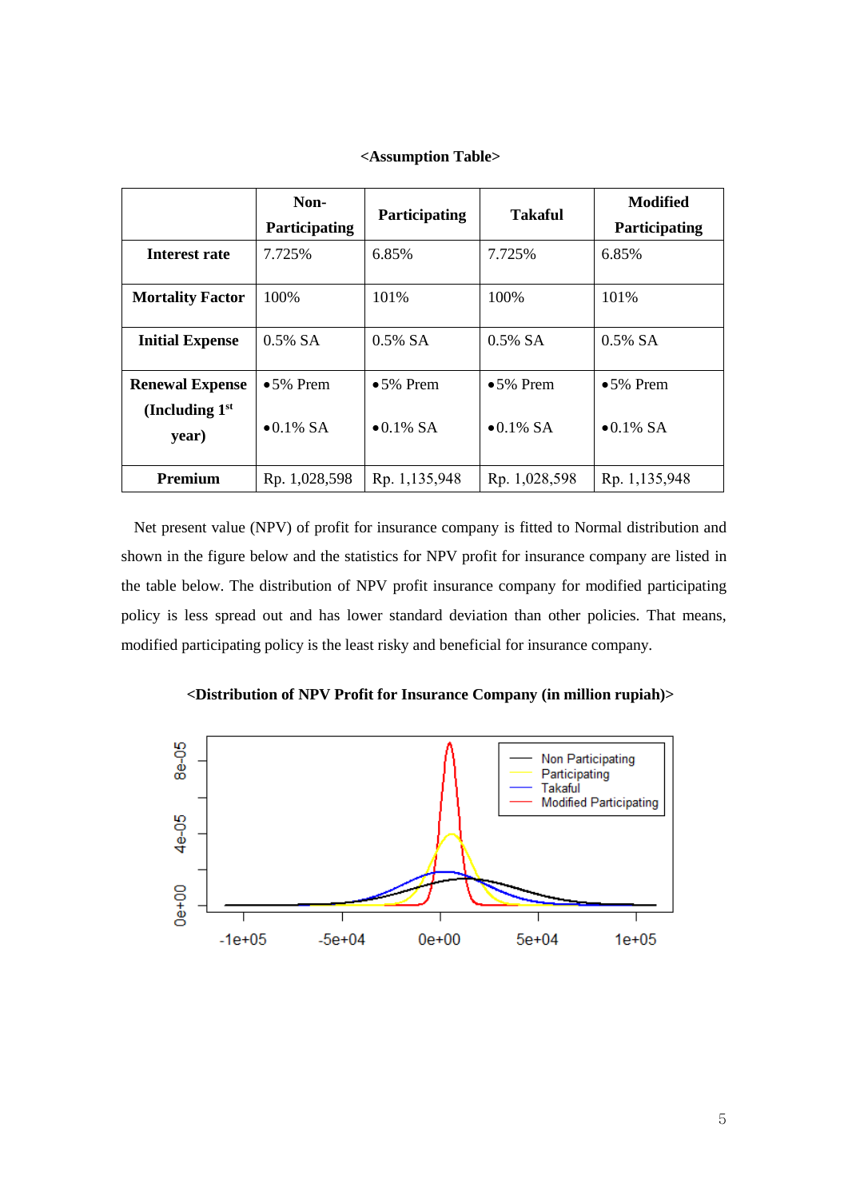**<Assumption Table>**

| | Non-Participating | Participating | Takaful | Modified Participating |
|---|---|---|---|---|
| **Interest rate** | 7.725% | 6.85% | 7.725% | 6.85% |
| **Mortality Factor** | 100% | 101% | 100% | 101% |
| **Initial Expense** | 0.5% SA | 0.5% SA | 0.5% SA | 0.5% SA |
| **Renewal Expense (Including 1st year)** | •5% Prem<br>•0.1% SA | •5% Prem<br>•0.1% SA | •5% Prem<br>•0.1% SA | •5% Prem<br>•0.1% SA |
| **Premium** | Rp. 1,028,598 | Rp. 1,135,948 | Rp. 1,028,598 | Rp. 1,135,948 |

Net present value (NPV) of profit for insurance company is fitted to Normal distribution and shown in the figure below and the statistics for NPV profit for insurance company are listed in the table below. The distribution of NPV profit insurance company for modified participating policy is less spread out and has lower standard deviation than other policies. That means, modified participating policy is the least risky and beneficial for insurance company.

**<Distribution of NPV Profit for Insurance Company (in million rupiah)>**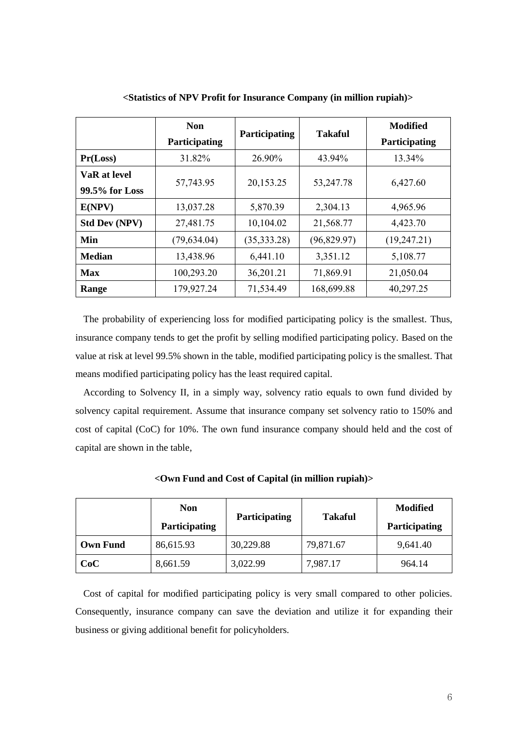**<Statistics of NPV Profit for Insurance Company (in million rupiah)>**

| | Non Participating | Participating | Takaful | Modified Participating |
|---|---|---|---|---|
| **Pr(Loss)** | 31.82% | 26.90% | 43.94% | 13.34% |
| **VaR at level 99.5% for Loss** | 57,743.95 | 20,153.25 | 53,247.78 | 6,427.60 |
| **E(NPV)** | 13,037.28 | 5,870.39 | 2,304.13 | 4,965.96 |
| **Std Dev (NPV)** | 27,481.75 | 10,104.02 | 21,568.77 | 4,423.70 |
| **Min** | (79,634.04) | (35,333.28) | (96,829.97) | (19,247.21) |
| **Median** | 13,438.96 | 6,441.10 | 3,351.12 | 5,108.77 |
| **Max** | 100,293.20 | 36,201.21 | 71,869.91 | 21,050.04 |
| **Range** | 179,927.24 | 71,534.49 | 168,699.88 | 40,297.25 |

The probability of experiencing loss for modified participating policy is the smallest. Thus, insurance company tends to get the profit by selling modified participating policy. Based on the value at risk at level 99.5% shown in the table, modified participating policy is the smallest. That means modified participating policy has the least required capital.

According to Solvency II, in a simply way, solvency ratio equals to own fund divided by solvency capital requirement. Assume that insurance company set solvency ratio to 150% and cost of capital (CoC) for 10%. The own fund insurance company should held and the cost of capital are shown in the table,

**<Own Fund and Cost of Capital (in million rupiah)>**

| | Non Participating | Participating | Takaful | Modified Participating |
|---|---|---|---|---|
| **Own Fund** | 86,615.93 | 30,229.88 | 79,871.67 | 9,641.40 |
| **CoC** | 8,661.59 | 3,022.99 | 7,987.17 | 964.14 |

Cost of capital for modified participating policy is very small compared to other policies. Consequently, insurance company can save the deviation and utilize it for expanding their business or giving additional benefit for policyholders.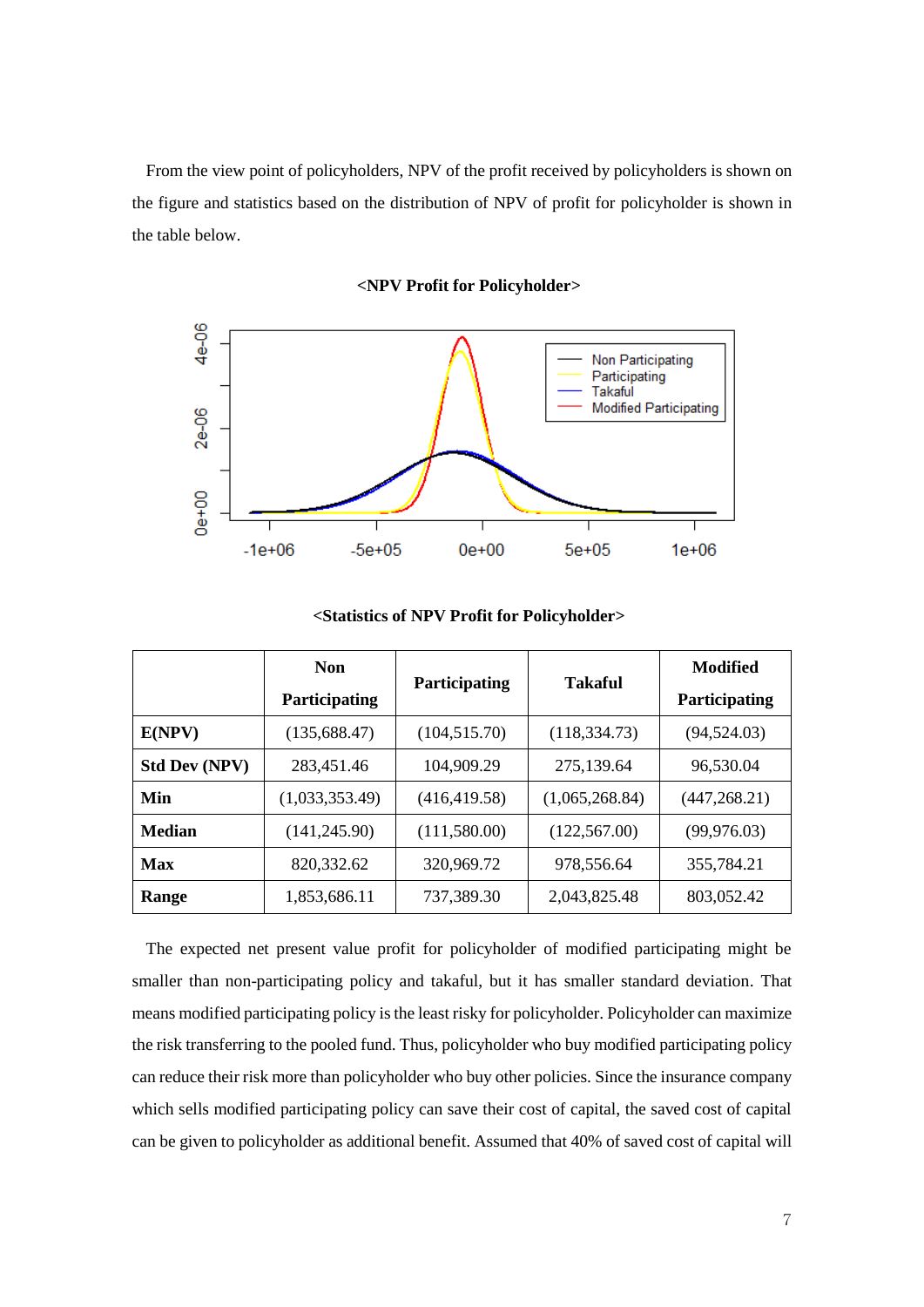From the view point of policyholders, NPV of the profit received by policyholders is shown on the figure and statistics based on the distribution of NPV of profit for policyholder is shown in the table below.

**<NPV Profit for Policyholder>**

**<Statistics of NPV Profit for Policyholder>**

| | Non Participating | Participating | Takaful | Modified Participating |
|---|---|---|---|---|
| **E(NPV)** | (135,688.47) | (104,515.70) | (118,334.73) | (94,524.03) |
| **Std Dev (NPV)** | 283,451.46 | 104,909.29 | 275,139.64 | 96,530.04 |
| **Min** | (1,033,353.49) | (416,419.58) | (1,065,268.84) | (447,268.21) |
| **Median** | (141,245.90) | (111,580.00) | (122,567.00) | (99,976.03) |
| **Max** | 820,332.62 | 320,969.72 | 978,556.64 | 355,784.21 |
| **Range** | 1,853,686.11 | 737,389.30 | 2,043,825.48 | 803,052.42 |

The expected net present value profit for policyholder of modified participating might be smaller than non-participating policy and takaful, but it has smaller standard deviation. That means modified participating policy is the least risky for policyholder. Policyholder can maximize the risk transferring to the pooled fund. Thus, policyholder who buy modified participating policy can reduce their risk more than policyholder who buy other policies. Since the insurance company which sells modified participating policy can save their cost of capital, the saved cost of capital can be given to policyholder as additional benefit. Assumed that 40% of saved cost of capital will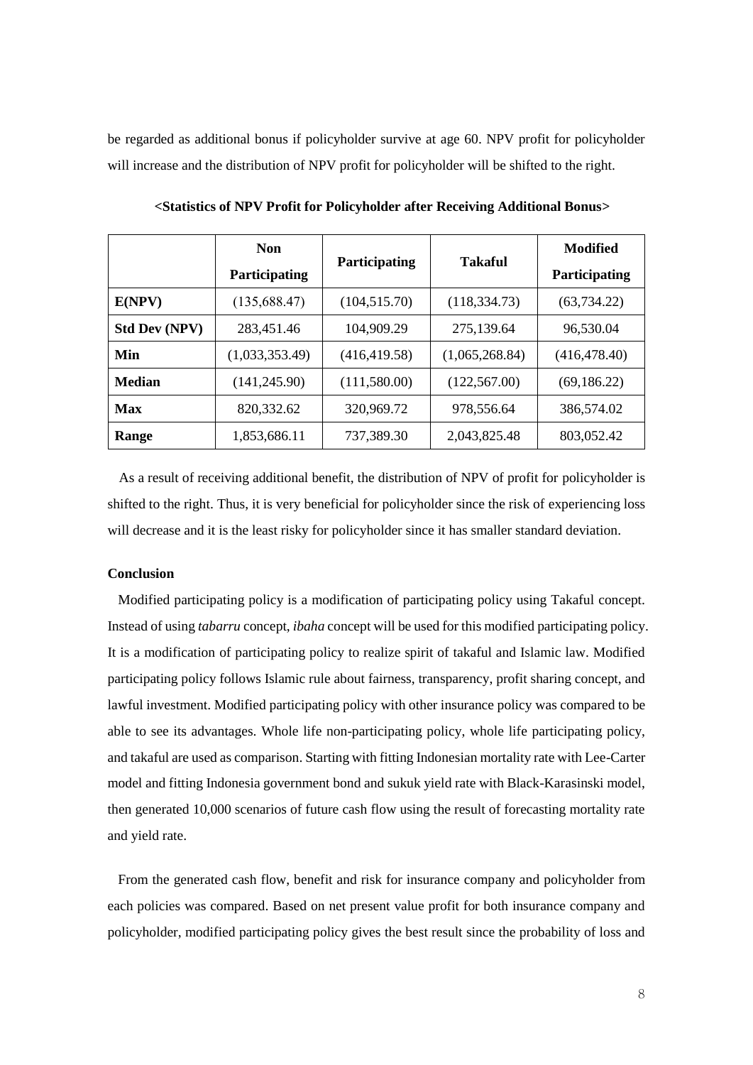be regarded as additional bonus if policyholder survive at age 60. NPV profit for policyholder will increase and the distribution of NPV profit for policyholder will be shifted to the right.

**<Statistics of NPV Profit for Policyholder after Receiving Additional Bonus>**

| | Non Participating | Participating | Takaful | Modified Participating |
|---|---|---|---|---|
| **E(NPV)** | (135,688.47) | (104,515.70) | (118,334.73) | (63,734.22) |
| **Std Dev (NPV)** | 283,451.46 | 104,909.29 | 275,139.64 | 96,530.04 |
| **Min** | (1,033,353.49) | (416,419.58) | (1,065,268.84) | (416,478.40) |
| **Median** | (141,245.90) | (111,580.00) | (122,567.00) | (69,186.22) |
| **Max** | 820,332.62 | 320,969.72 | 978,556.64 | 386,574.02 |
| **Range** | 1,853,686.11 | 737,389.30 | 2,043,825.48 | 803,052.42 |

As a result of receiving additional benefit, the distribution of NPV of profit for policyholder is shifted to the right. Thus, it is very beneficial for policyholder since the risk of experiencing loss will decrease and it is the least risky for policyholder since it has smaller standard deviation.

**Conclusion**

Modified participating policy is a modification of participating policy using Takaful concept. Instead of using *tabarru* concept, *ibaha* concept will be used for this modified participating policy. It is a modification of participating policy to realize spirit of takaful and Islamic law. Modified participating policy follows Islamic rule about fairness, transparency, profit sharing concept, and lawful investment. Modified participating policy with other insurance policy was compared to be able to see its advantages. Whole life non-participating policy, whole life participating policy, and takaful are used as comparison. Starting with fitting Indonesian mortality rate with Lee-Carter model and fitting Indonesia government bond and sukuk yield rate with Black-Karasinski model, then generated 10,000 scenarios of future cash flow using the result of forecasting mortality rate and yield rate.

From the generated cash flow, benefit and risk for insurance company and policyholder from each policies was compared. Based on net present value profit for both insurance company and policyholder, modified participating policy gives the best result since the probability of loss and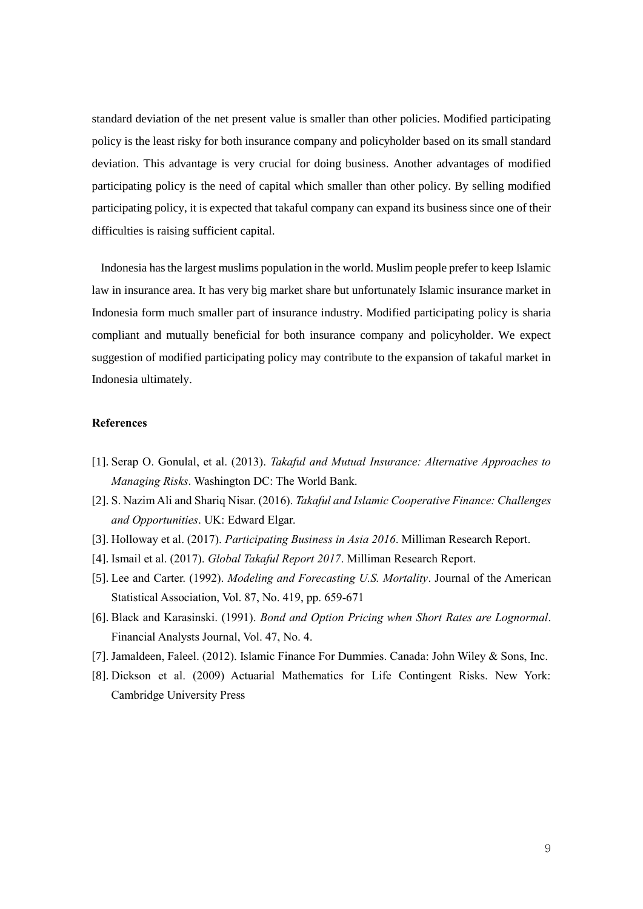standard deviation of the net present value is smaller than other policies. Modified participating policy is the least risky for both insurance company and policyholder based on its small standard deviation. This advantage is very crucial for doing business. Another advantages of modified participating policy is the need of capital which smaller than other policy. By selling modified participating policy, it is expected that takaful company can expand its business since one of their difficulties is raising sufficient capital.

Indonesia has the largest muslims population in the world. Muslim people prefer to keep Islamic law in insurance area. It has very big market share but unfortunately Islamic insurance market in Indonesia form much smaller part of insurance industry. Modified participating policy is sharia compliant and mutually beneficial for both insurance company and policyholder. We expect suggestion of modified participating policy may contribute to the expansion of takaful market in Indonesia ultimately.

**References**

[1]. Serap O. Gonulal, et al. (2013). *Takaful and Mutual Insurance: Alternative Approaches to Managing Risks*. Washington DC: The World Bank.

[2]. S. Nazim Ali and Shariq Nisar. (2016). *Takaful and Islamic Cooperative Finance: Challenges and Opportunities*. UK: Edward Elgar.

[3]. Holloway et al. (2017). *Participating Business in Asia 2016*. Milliman Research Report.

[4]. Ismail et al. (2017). *Global Takaful Report 2017*. Milliman Research Report.

[5]. Lee and Carter. (1992). *Modeling and Forecasting U.S. Mortality*. Journal of the American Statistical Association, Vol. 87, No. 419, pp. 659-671

[6]. Black and Karasinski. (1991). *Bond and Option Pricing when Short Rates are Lognormal*. Financial Analysts Journal, Vol. 47, No. 4.

[7]. Jamaldeen, Faleel. (2012). Islamic Finance For Dummies. Canada: John Wiley & Sons, Inc.

[8]. Dickson et al. (2009) Actuarial Mathematics for Life Contingent Risks. New York: Cambridge University Press